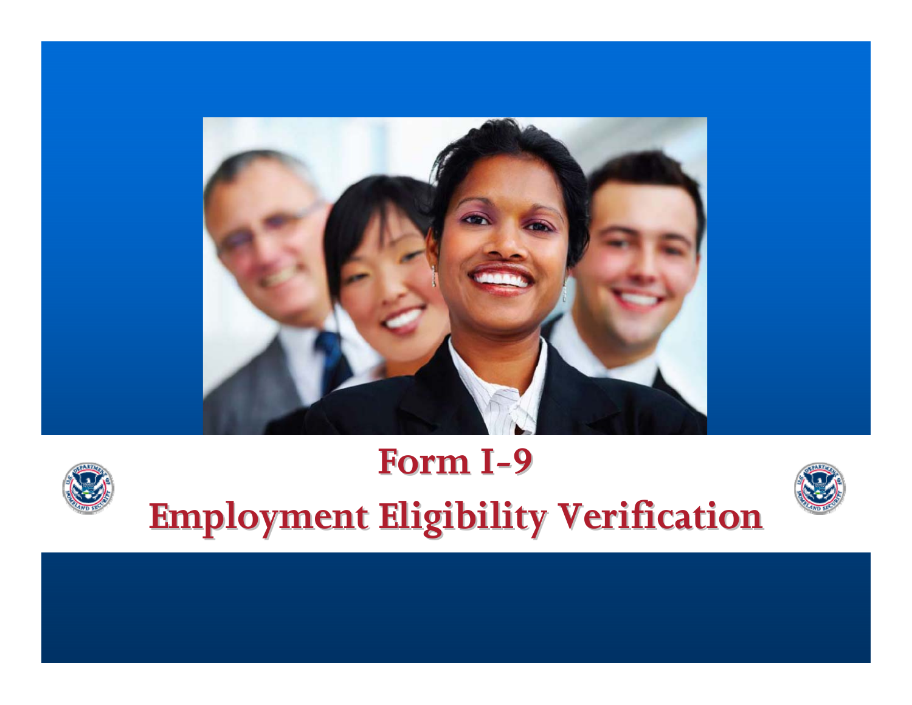# Form I-9

# Employment Eligibility Verification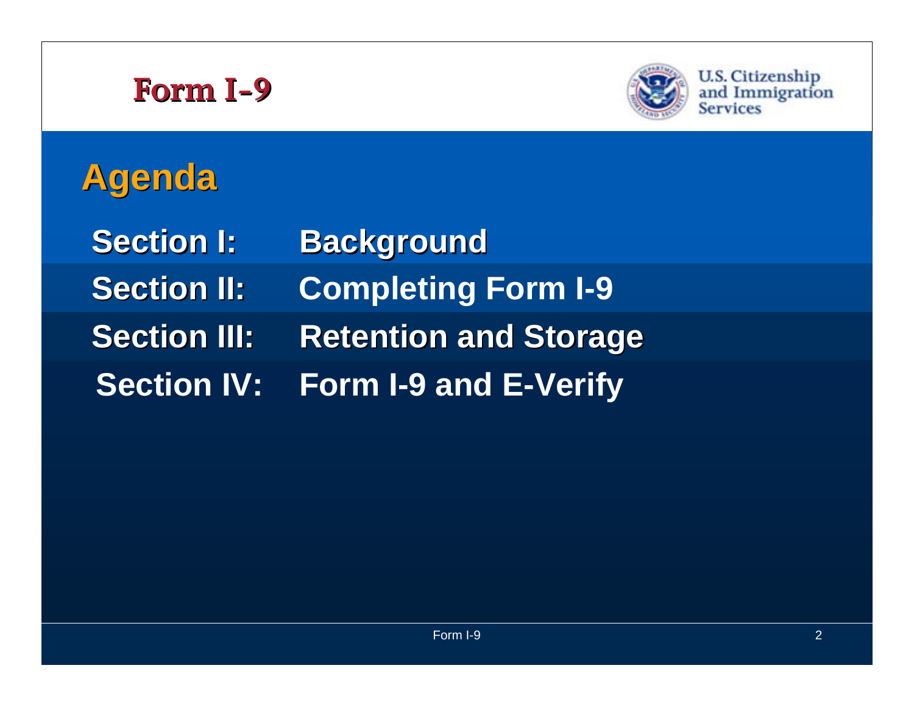# Agenda

**Section I:** Background

**Section II:** Completing Form I-9

**Section III:** Retention and Storage

**Section IV:** Form I-9 and E-Verify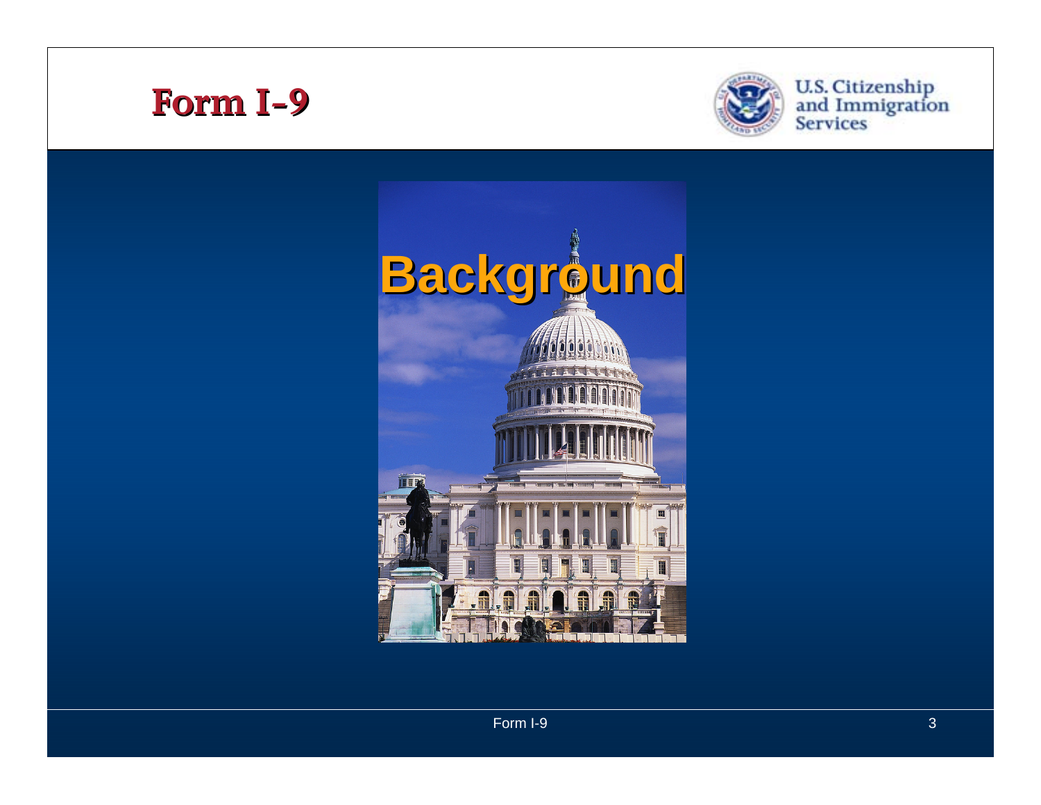# Background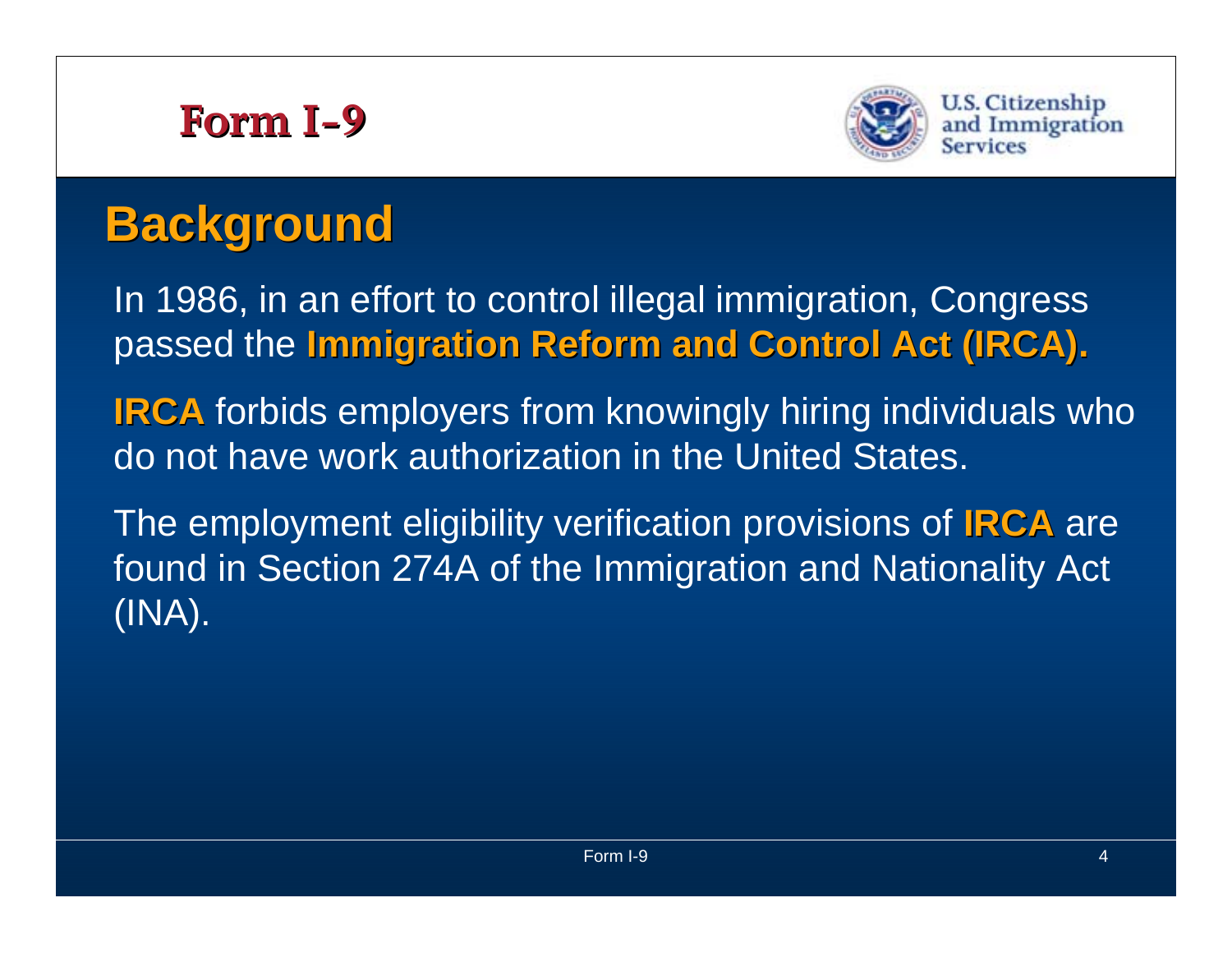# Form I-9

## Background

In 1986, in an effort to control illegal immigration, Congress passed the **Immigration Reform and Control Act (IRCA).**

**IRCA** forbids employers from knowingly hiring individuals who do not have work authorization in the United States.

The employment eligibility verification provisions of **IRCA** are found in Section 274A of the Immigration and Nationality Act (INA).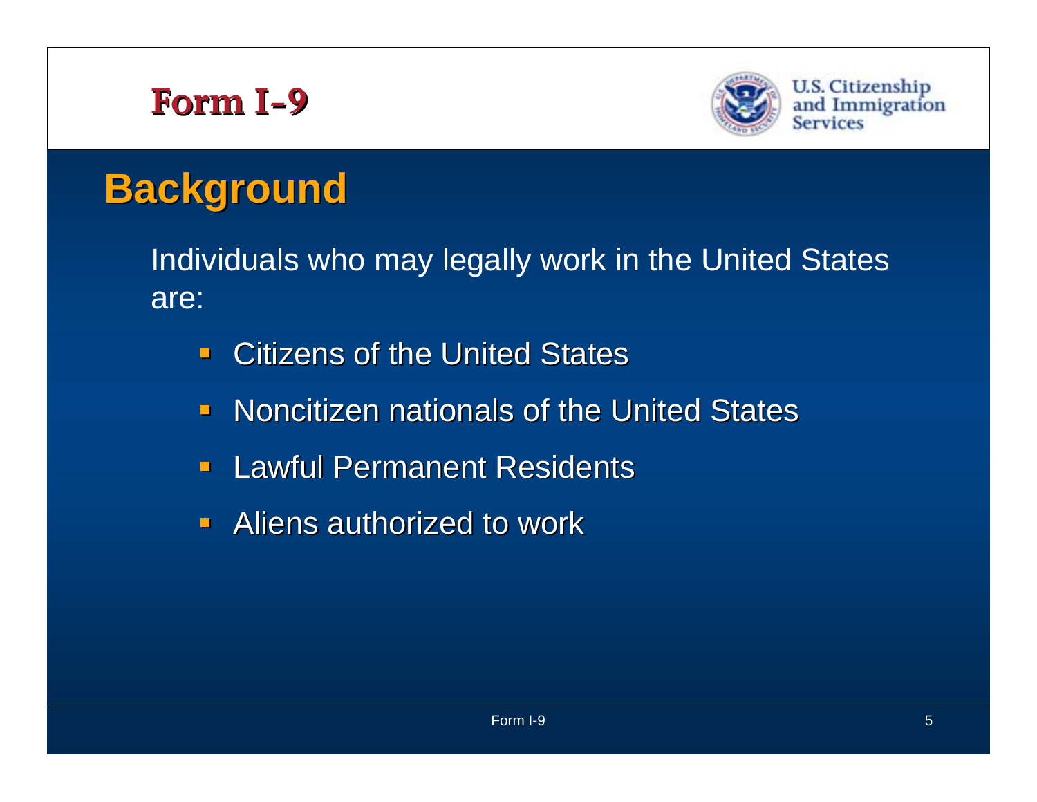# Form I-9

U.S. Citizenship and Immigration Services

## Background

Individuals who may legally work in the United States are:

- Citizens of the United States
- Noncitizen nationals of the United States
- Lawful Permanent Residents
- Aliens authorized to work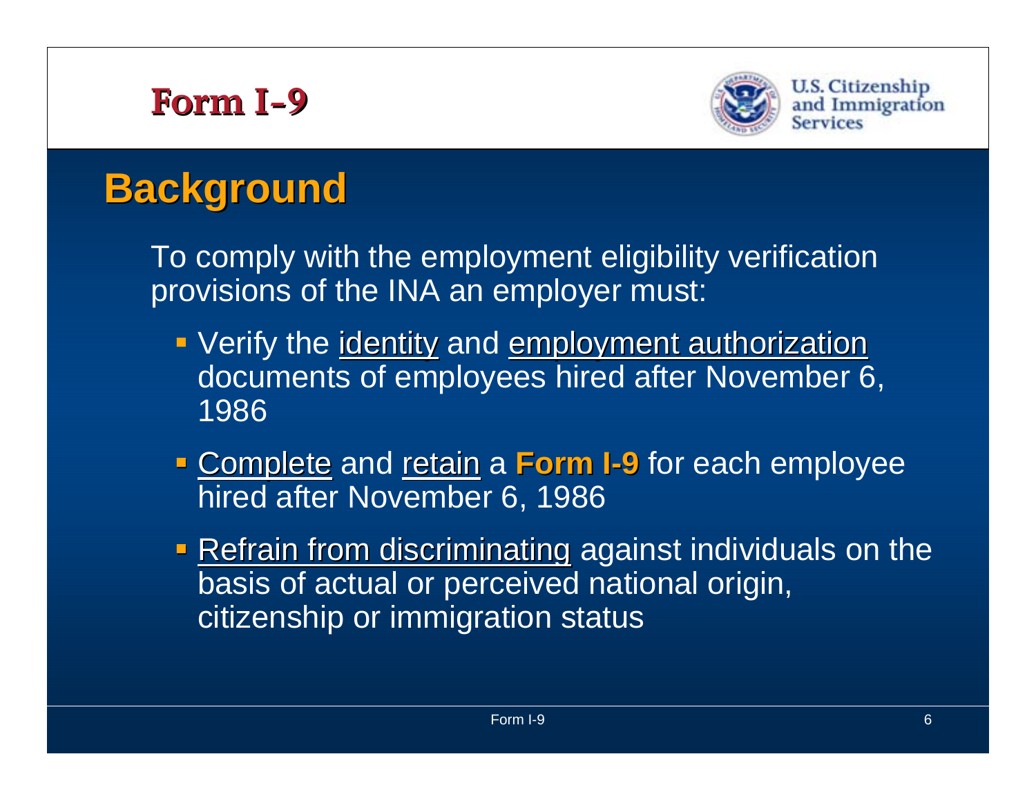# Form I-9

U.S. Citizenship and Immigration Services

## Background

To comply with the employment eligibility verification provisions of the INA an employer must:

- Verify the identity and employment authorization documents of employees hired after November 6, 1986
- Complete and retain a **Form I-9** for each employee hired after November 6, 1986
- Refrain from discriminating against individuals on the basis of actual or perceived national origin, citizenship or immigration status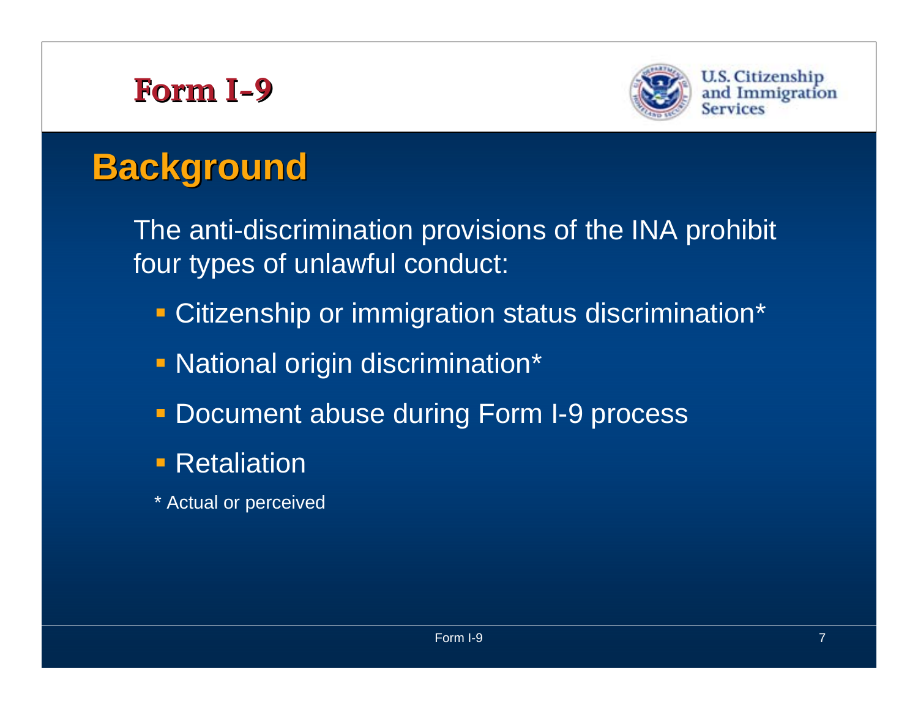# Form I-9

U.S. Citizenship and Immigration Services

## Background

The anti-discrimination provisions of the INA prohibit four types of unlawful conduct:

- Citizenship or immigration status discrimination*
- National origin discrimination*
- Document abuse during Form I-9 process
- Retaliation

* Actual or perceived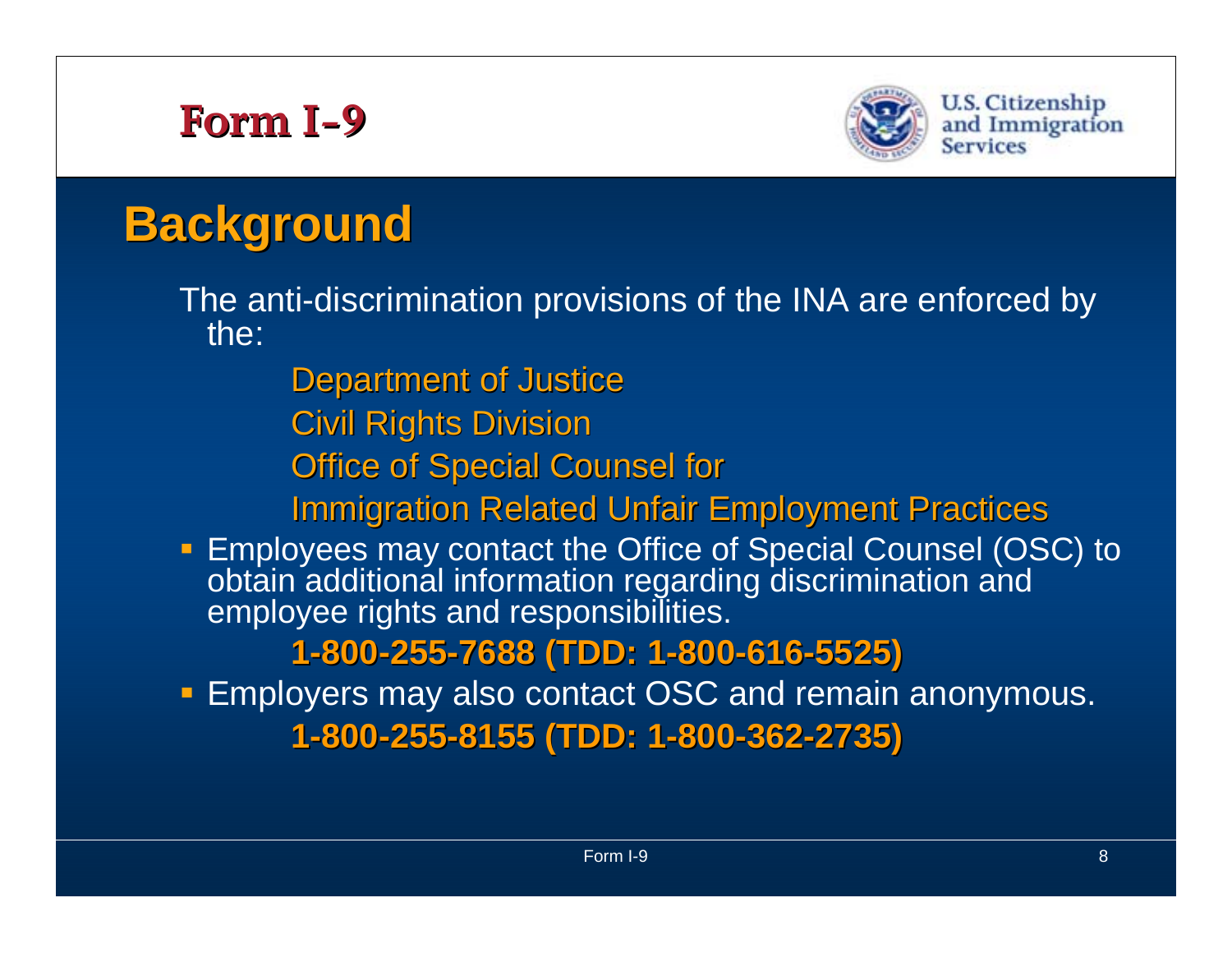# Form I-9

U.S. Citizenship and Immigration Services

## Background

The anti-discrimination provisions of the INA are enforced by the:

Department of Justice
Civil Rights Division
Office of Special Counsel for
Immigration Related Unfair Employment Practices

- Employees may contact the Office of Special Counsel (OSC) to obtain additional information regarding discrimination and employee rights and responsibilities.

  **1-800-255-7688 (TDD: 1-800-616-5525)**

- Employers may also contact OSC and remain anonymous.

  **1-800-255-8155 (TDD: 1-800-362-2735)**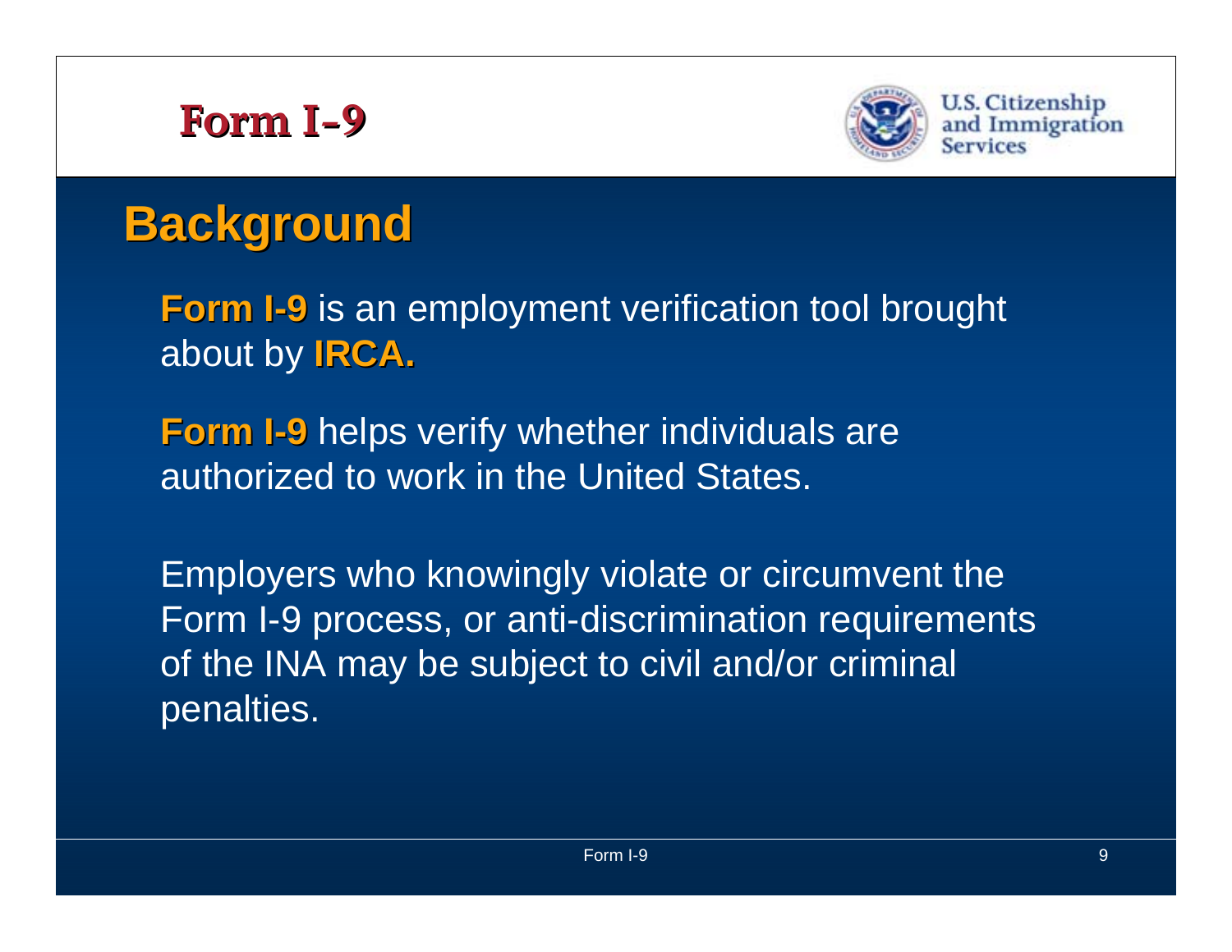# Form I-9

U.S. Citizenship and Immigration Services

## Background

**Form I-9** is an employment verification tool brought about by **IRCA.**

**Form I-9** helps verify whether individuals are authorized to work in the United States.

Employers who knowingly violate or circumvent the Form I-9 process, or anti-discrimination requirements of the INA may be subject to civil and/or criminal penalties.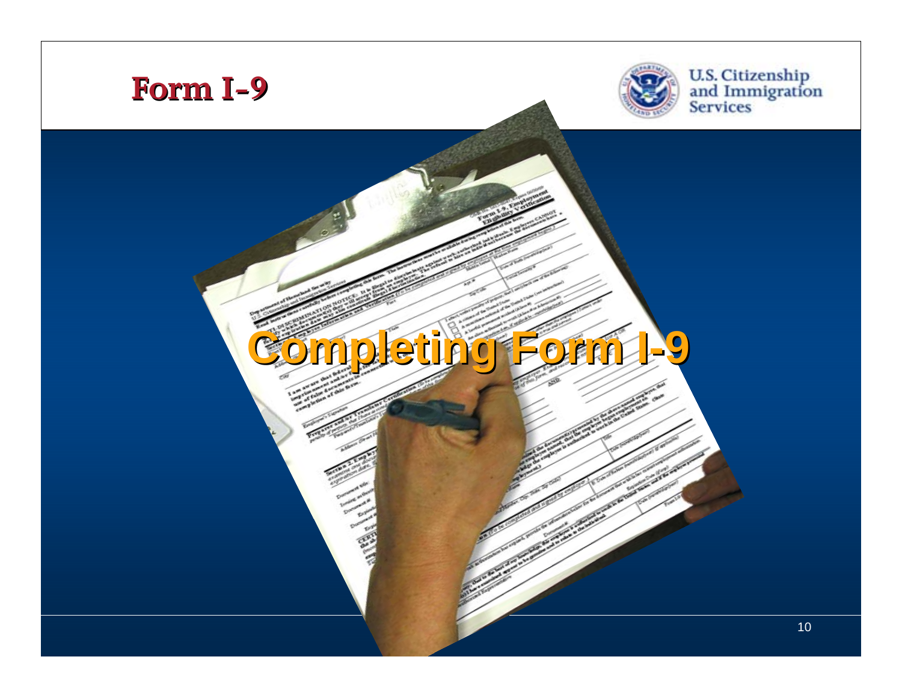# Form I-9

U.S. Citizenship and Immigration Services

## Completing Form I-9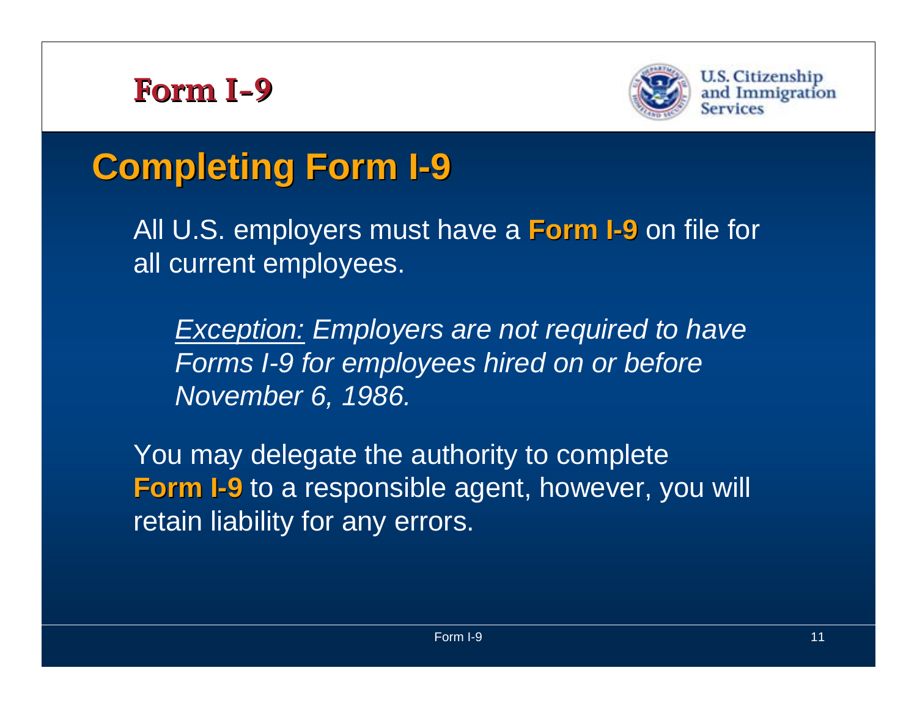# Completing Form I-9

All U.S. employers must have a **Form I-9** on file for all current employees.

*Exception: Employers are not required to have Forms I-9 for employees hired on or before November 6, 1986.*

You may delegate the authority to complete **Form I-9** to a responsible agent, however, you will retain liability for any errors.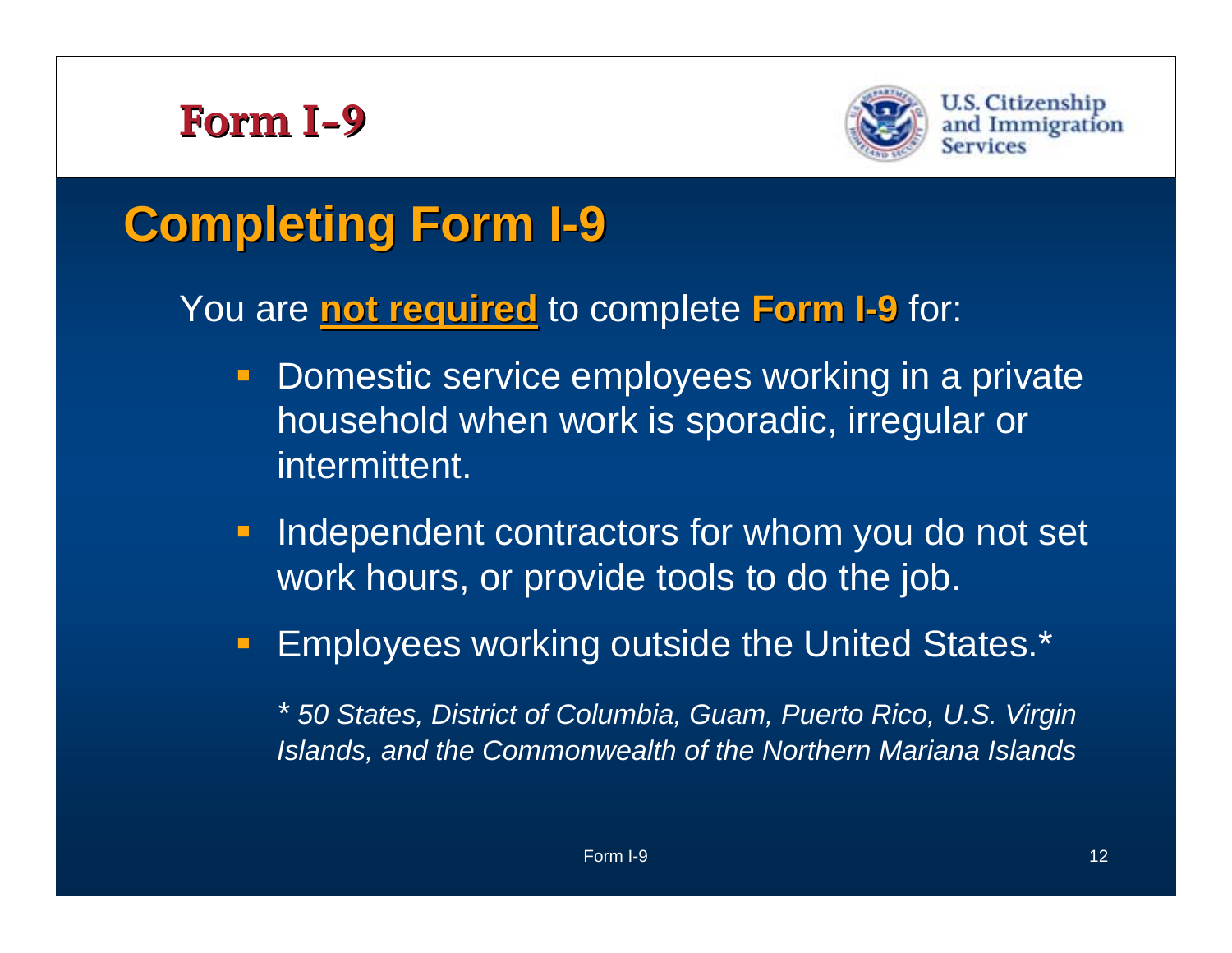# Completing Form I-9

You are **not required** to complete **Form I-9** for:

- Domestic service employees working in a private household when work is sporadic, irregular or intermittent.
- Independent contractors for whom you do not set work hours, or provide tools to do the job.
- Employees working outside the United States.*

*\* 50 States, District of Columbia, Guam, Puerto Rico, U.S. Virgin Islands, and the Commonwealth of the Northern Mariana Islands*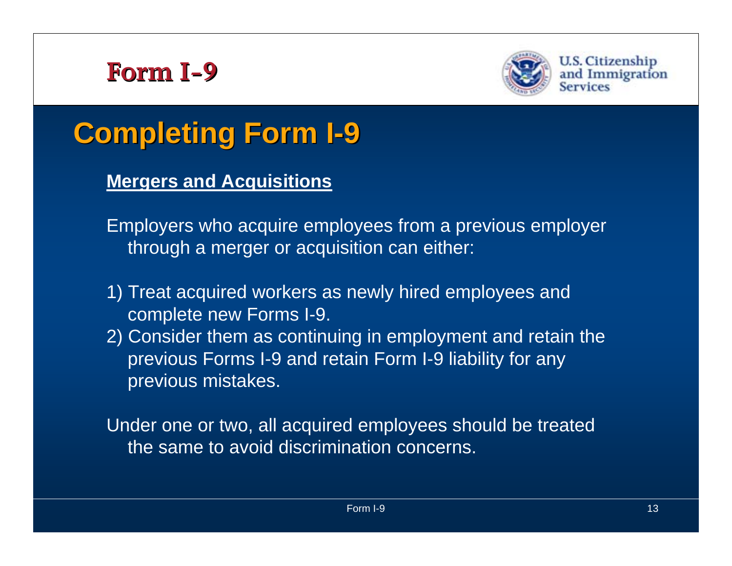# Form I-9

## Completing Form I-9

**Mergers and Acquisitions**

Employers who acquire employees from a previous employer through a merger or acquisition can either:

1) Treat acquired workers as newly hired employees and complete new Forms I-9.
2) Consider them as continuing in employment and retain the previous Forms I-9 and retain Form I-9 liability for any previous mistakes.

Under one or two, all acquired employees should be treated the same to avoid discrimination concerns.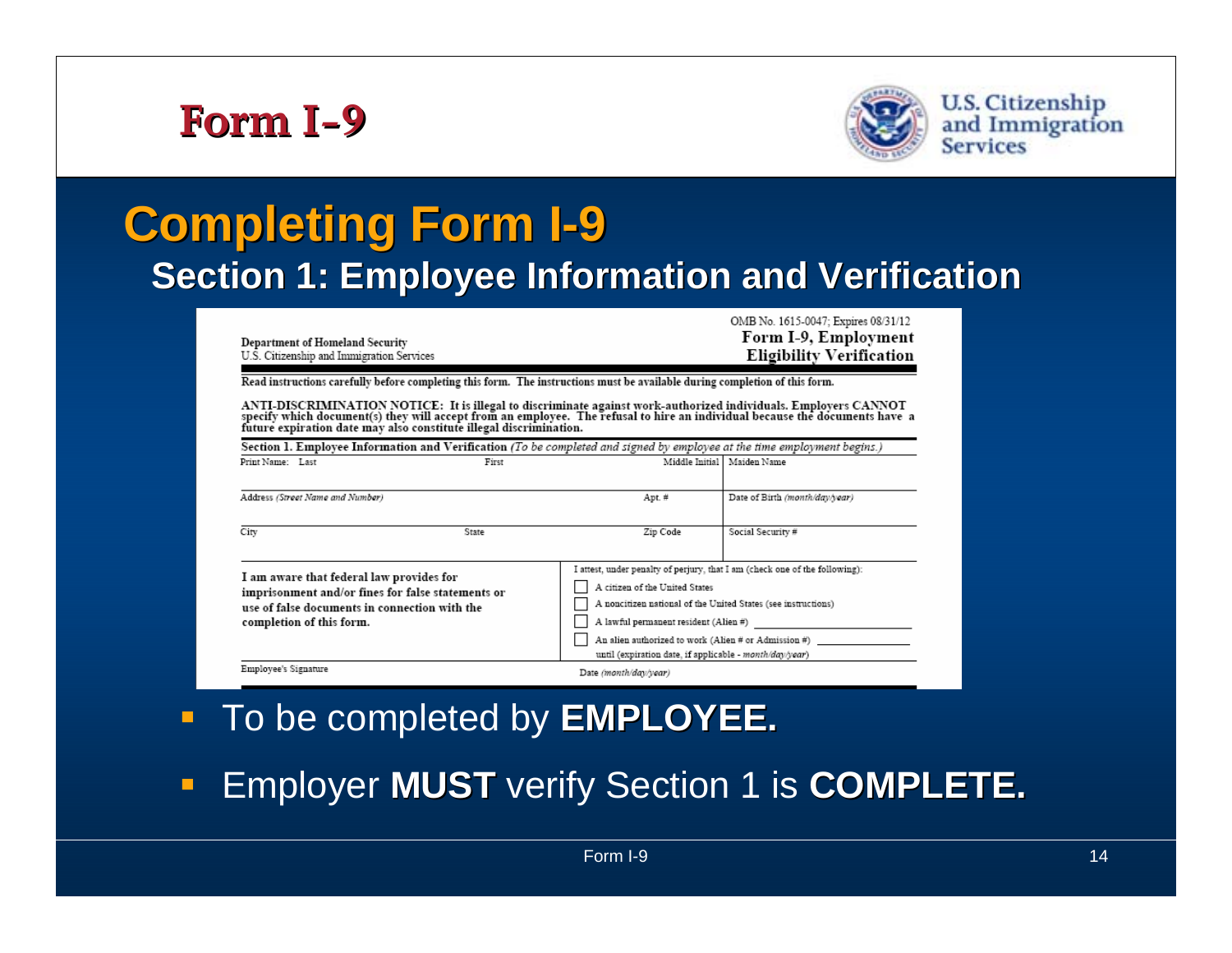# Form I-9

U.S. Citizenship and Immigration Services

## Completing Form I-9

### Section 1: Employee Information and Verification

Department of Homeland Security
U.S. Citizenship and Immigration Services

OMB No. 1615-0047; Expires 08/31/12
**Form I-9, Employment Eligibility Verification**

**Read instructions carefully before completing this form. The instructions must be available during completion of this form.**

**ANTI-DISCRIMINATION NOTICE: It is illegal to discriminate against work-authorized individuals. Employers CANNOT specify which document(s) they will accept from an employee. The refusal to hire an individual because the documents have a future expiration date may also constitute illegal discrimination.**

**Section 1. Employee Information and Verification** *(To be completed and signed by employee at the time employment begins.)*

| Print Name: Last | First | Middle Initial | Maiden Name |
|---|---|---|---|
| Address *(Street Name and Number)* | | Apt. # | Date of Birth *(month/day/year)* |
| City | State | Zip Code | Social Security # |

**I am aware that federal law provides for imprisonment and/or fines for false statements or use of false documents in connection with the completion of this form.**

I attest, under penalty of perjury, that I am (check one of the following):

- ☐ A citizen of the United States
- ☐ A noncitizen national of the United States (see instructions)
- ☐ A lawful permanent resident (Alien #) ____________
- ☐ An alien authorized to work (Alien # or Admission #) ____________ until (expiration date, if applicable - *month/day/year*)

Employee's Signature | Date *(month/day/year)*

- To be completed by **EMPLOYEE.**
- Employer **MUST** verify Section 1 is **COMPLETE.**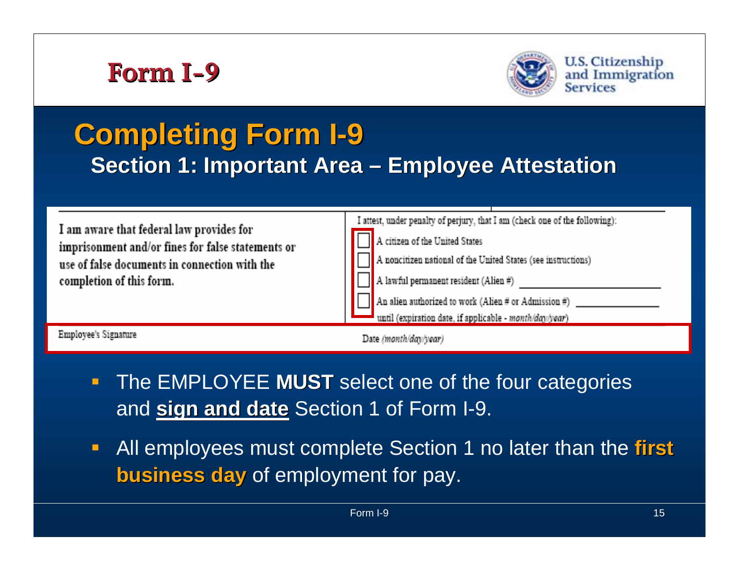# Form I-9

U.S. Citizenship and Immigration Services

## Completing Form I-9

### Section 1: Important Area – Employee Attestation

I am aware that federal law provides for imprisonment and/or fines for false statements or use of false documents in connection with the completion of this form.

I attest, under penalty of perjury, that I am (check one of the following):

- ☐ A citizen of the United States
- ☐ A noncitizen national of the United States (see instructions)
- ☐ A lawful permanent resident (Alien #) ______________________
- ☐ An alien authorized to work (Alien # or Admission #) ______________ until (expiration date, if applicable - *month/day/year*)

Employee's Signature                                        Date *(month/day/year)*

- The EMPLOYEE **MUST** select one of the four categories and **sign and date** Section 1 of Form I-9.
- All employees must complete Section 1 no later than the **first business day** of employment for pay.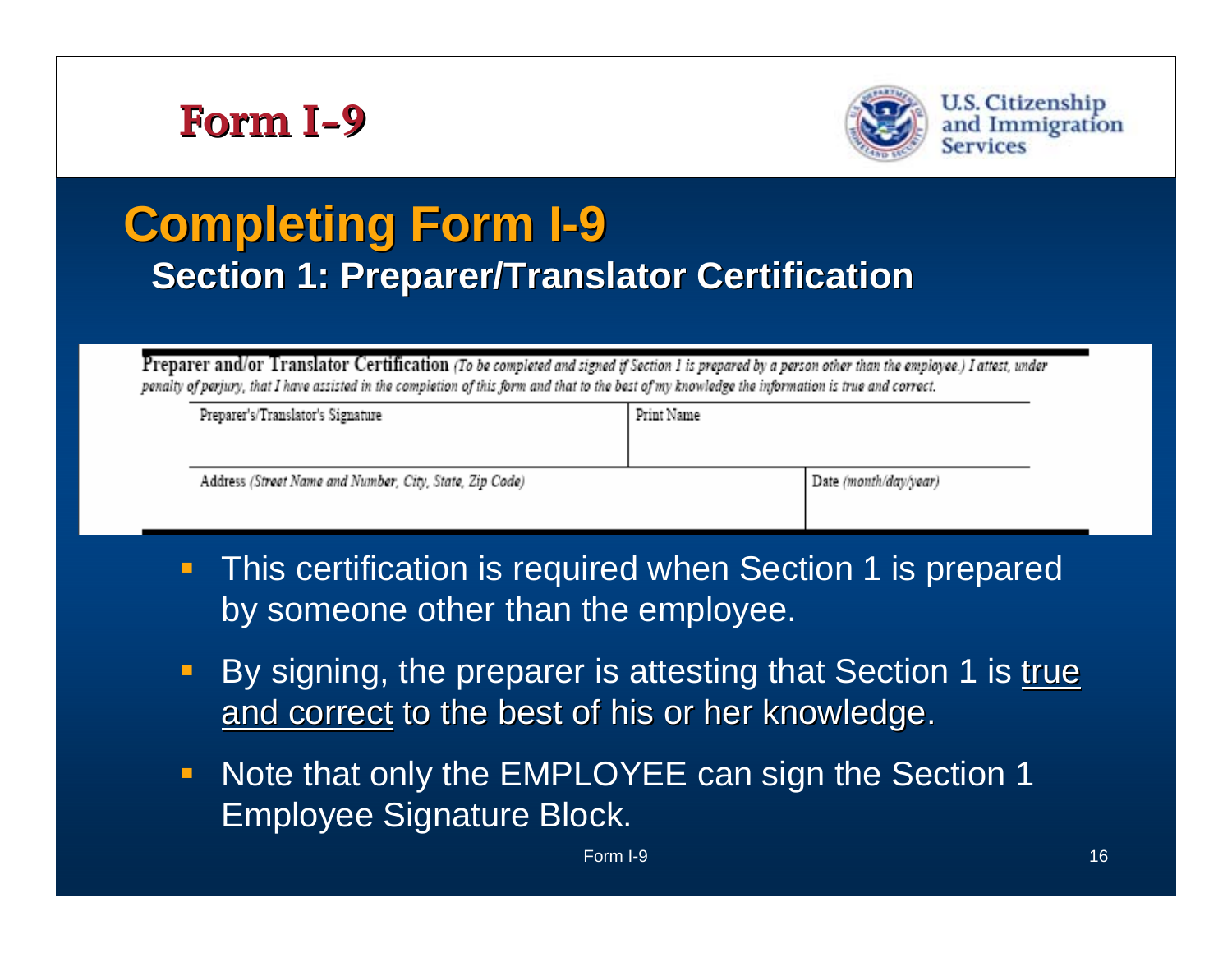# Form I-9

U.S. Citizenship and Immigration Services

## Completing Form I-9

### Section 1: Preparer/Translator Certification

**Preparer and/or Translator Certification** *(To be completed and signed if Section 1 is prepared by a person other than the employee.) I attest, under penalty of perjury, that I have assisted in the completion of this form and that to the best of my knowledge the information is true and correct.*

| Preparer's/Translator's Signature | Print Name |
| --- | --- |
| | |

| Address *(Street Name and Number, City, State, Zip Code)* | Date *(month/day/year)* |
| --- | --- |
| | |

- This certification is required when Section 1 is prepared by someone other than the employee.
- By signing, the preparer is attesting that Section 1 is true and correct to the best of his or her knowledge.
- Note that only the EMPLOYEE can sign the Section 1 Employee Signature Block.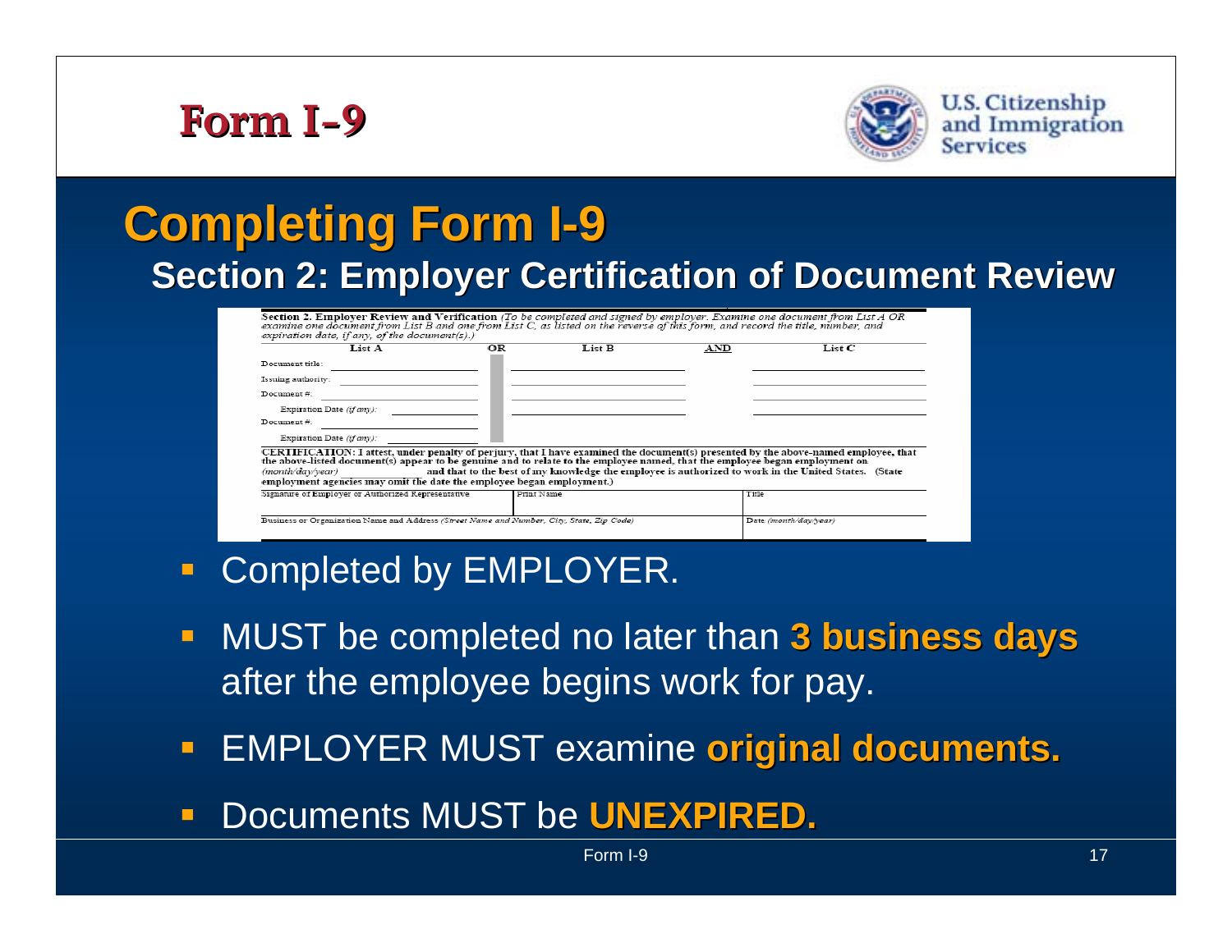# Form I-9

U.S. Citizenship and Immigration Services

## Completing Form I-9

### Section 2: Employer Certification of Document Review

**Section 2. Employer Review and Verification** *(To be completed and signed by employer. Examine one document from List A OR examine one document from List B and one from List C, as listed on the reverse of this form, and record the title, number, and expiration date, if any, of the document(s).)*

| | List A | OR | List B | AND | List C |
|---|---|---|---|---|---|
| Document title: | | | | | |
| Issuing authority: | | | | | |
| Document #: | | | | | |
| Expiration Date *(if any)*: | | | | | |
| Document #: | | | | | |
| Expiration Date *(if any)*: | | | | | |

**CERTIFICATION:** I attest, under penalty of perjury, that I have examined the document(s) presented by the above-named employee, that the above-listed document(s) appear to be genuine and to relate to the employee named, that the employee began employment on *(month/day/year)* \_\_\_\_\_\_\_\_ and that to the best of my knowledge the employee is authorized to work in the United States. (State employment agencies may omit the date the employee began employment.)

| Signature of Employer or Authorized Representative | Print Name | Title |
|---|---|---|
| Business or Organization Name and Address *(Street Name and Number, City, State, Zip Code)* | | Date *(month/day/year)* |

- Completed by EMPLOYER.
- MUST be completed no later than **3 business days** after the employee begins work for pay.
- EMPLOYER MUST examine **original documents.**
- Documents MUST be **UNEXPIRED.**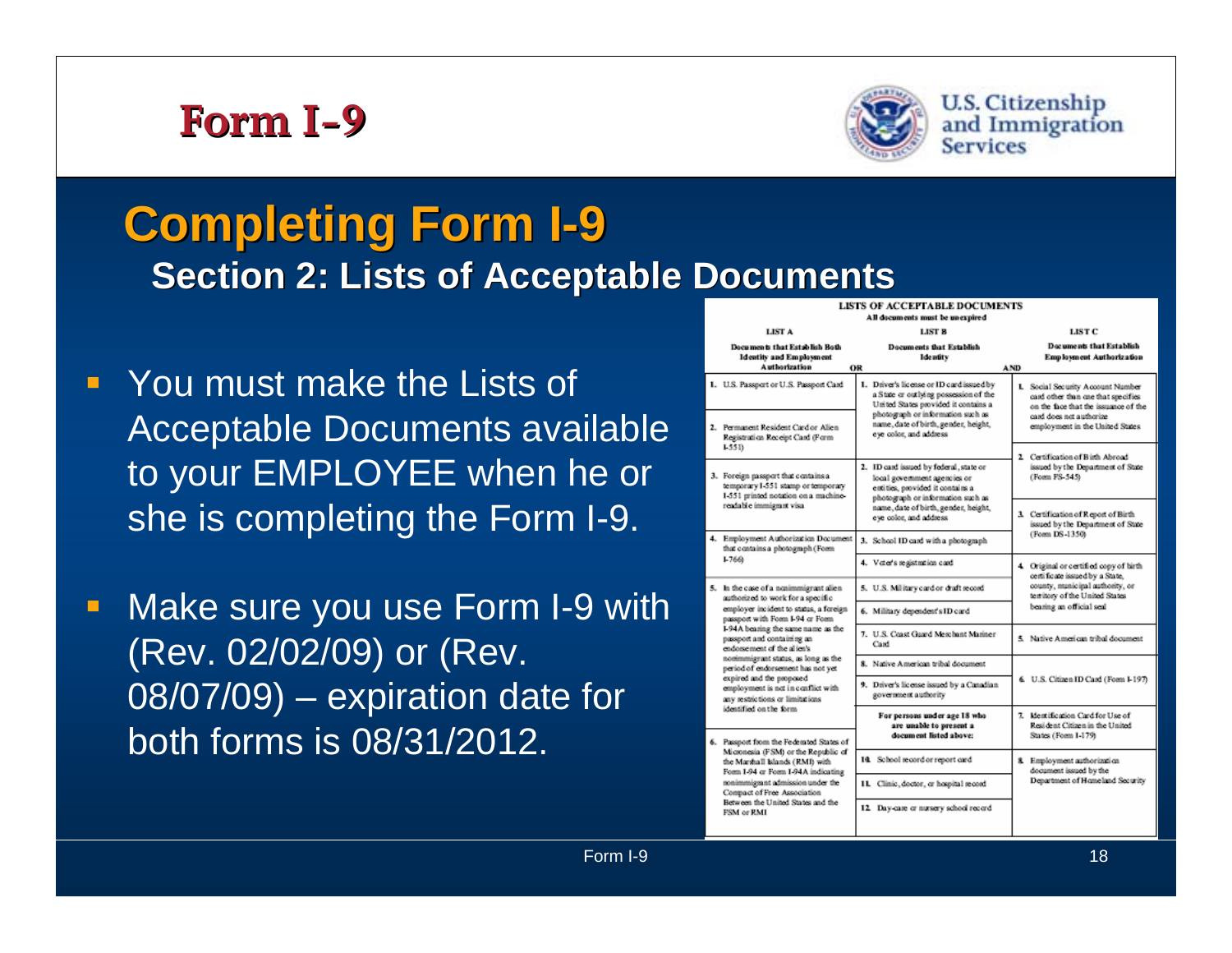# Form I-9

U.S. Citizenship and Immigration Services

## Completing Form I-9

### Section 2: Lists of Acceptable Documents

- You must make the Lists of Acceptable Documents available to your EMPLOYEE when he or she is completing the Form I-9.
- Make sure you use Form I-9 with (Rev. 02/02/09) or (Rev. 08/07/09) – expiration date for both forms is 08/31/2012.

**LISTS OF ACCEPTABLE DOCUMENTS**
**All documents must be unexpired**

| LIST A<br>Documents that Establish Both Identity and Employment Authorization | OR | LIST B<br>Documents that Establish Identity | AND | LIST C<br>Documents that Establish Employment Authorization |
|---|---|---|---|---|
| 1. U.S. Passport or U.S. Passport Card | | 1. Driver's license or ID card issued by a State or outlying possession of the United States provided it contains a photograph or information such as name, date of birth, gender, height, eye color, and address | | 1. Social Security Account Number card other than one that specifies on the face that the issuance of the card does not authorize employment in the United States |
| 2. Permanent Resident Card or Alien Registration Receipt Card (Form I-551) | | 2. ID card issued by federal, state or local government agencies or entities, provided it contains a photograph or information such as name, date of birth, gender, height, eye color, and address | | 2. Certification of Birth Abroad issued by the Department of State (Form FS-545) |
| 3. Foreign passport that contains a temporary I-551 stamp or temporary I-551 printed notation on a machine-readable immigrant visa | | 3. School ID card with a photograph | | 3. Certification of Report of Birth issued by the Department of State (Form DS-1350) |
| 4. Employment Authorization Document that contains a photograph (Form I-766) | | 4. Voter's registration card | | 4. Original or certified copy of birth certificate issued by a State, county, municipal authority, or territory of the United States bearing an official seal |
| 5. In the case of a nonimmigrant alien authorized to work for a specific employer incident to status, a foreign passport with Form I-94 or Form I-94A bearing the same name as the passport and containing an endorsement of the alien's nonimmigrant status, as long as the period of endorsement has not yet expired and the proposed employment is not in conflict with any restrictions or limitations identified on the form | | 5. U.S. Military card or draft record | | 5. Native American tribal document |
| 6. Passport from the Federated States of Micronesia (FSM) or the Republic of the Marshall Islands (RMI) with Form I-94 or Form I-94A indicating nonimmigrant admission under the Compact of Free Association Between the United States and the FSM or RMI | | 6. Military dependent's ID card | | 6. U.S. Citizen ID Card (Form I-197) |
| | | 7. U.S. Coast Guard Merchant Mariner Card | | 7. Identification Card for Use of Resident Citizen in the United States (Form I-179) |
| | | 8. Native American tribal document | | 8. Employment authorization document issued by the Department of Homeland Security |
| | | 9. Driver's license issued by a Canadian government authority | | |
| | | **For persons under age 18 who are unable to present a document listed above:** | | |
| | | 10. School record or report card | | |
| | | 11. Clinic, doctor, or hospital record | | |
| | | 12. Day-care or nursery school record | | |

Form I-9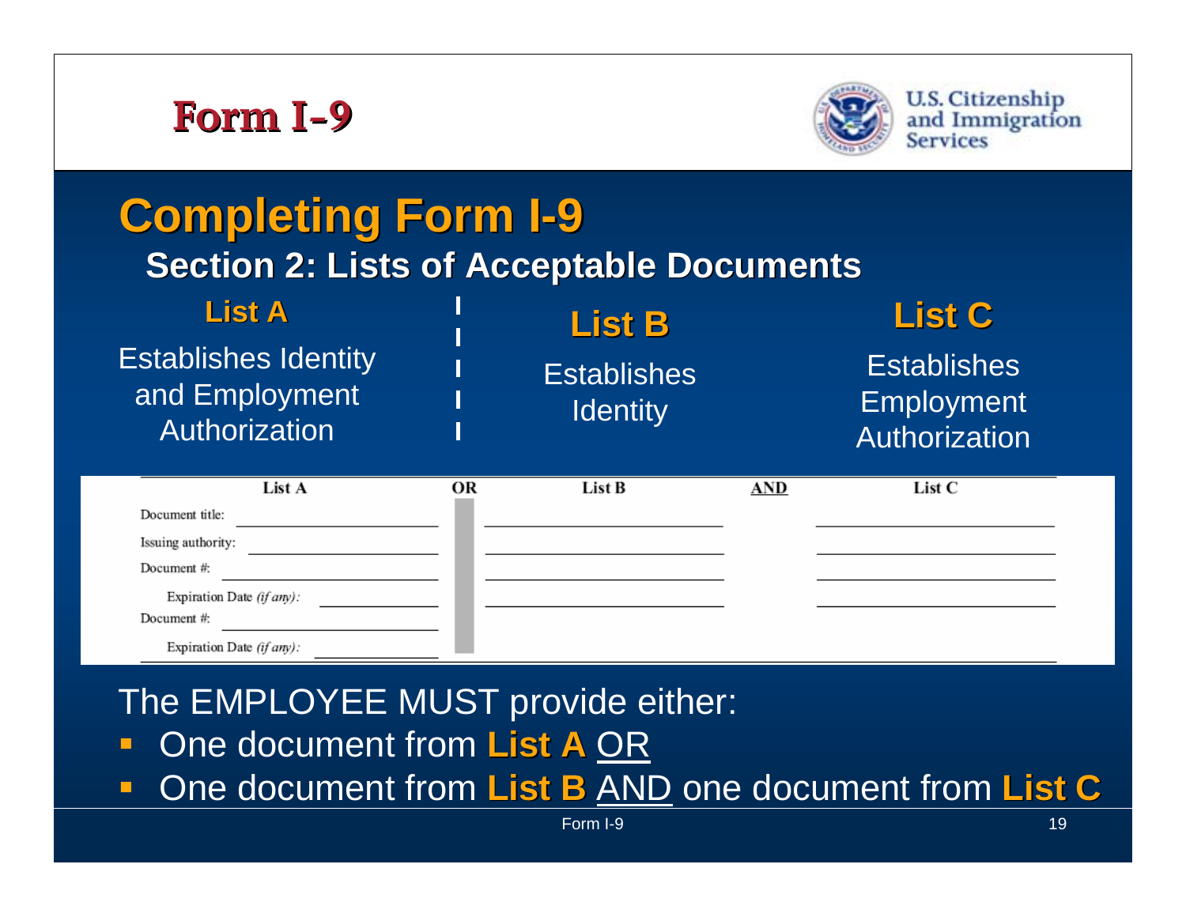# Form I-9

U.S. Citizenship and Immigration Services

## Completing Form I-9

### Section 2: Lists of Acceptable Documents

**List A**

Establishes Identity and Employment Authorization

**List B**

Establishes Identity

**List C**

Establishes Employment Authorization

| List A | | OR | List B | AND | List C |
|---|---|---|---|---|---|
| Document title: | | | | | |
| Issuing authority: | | | | | |
| Document #: | | | | | |
| Expiration Date *(if any)*: | | | | | |
| Document #: | | | | | |
| Expiration Date *(if any)*: | | | | | |

The EMPLOYEE MUST provide either:

- One document from **List A** OR
- One document from **List B** AND one document from **List C**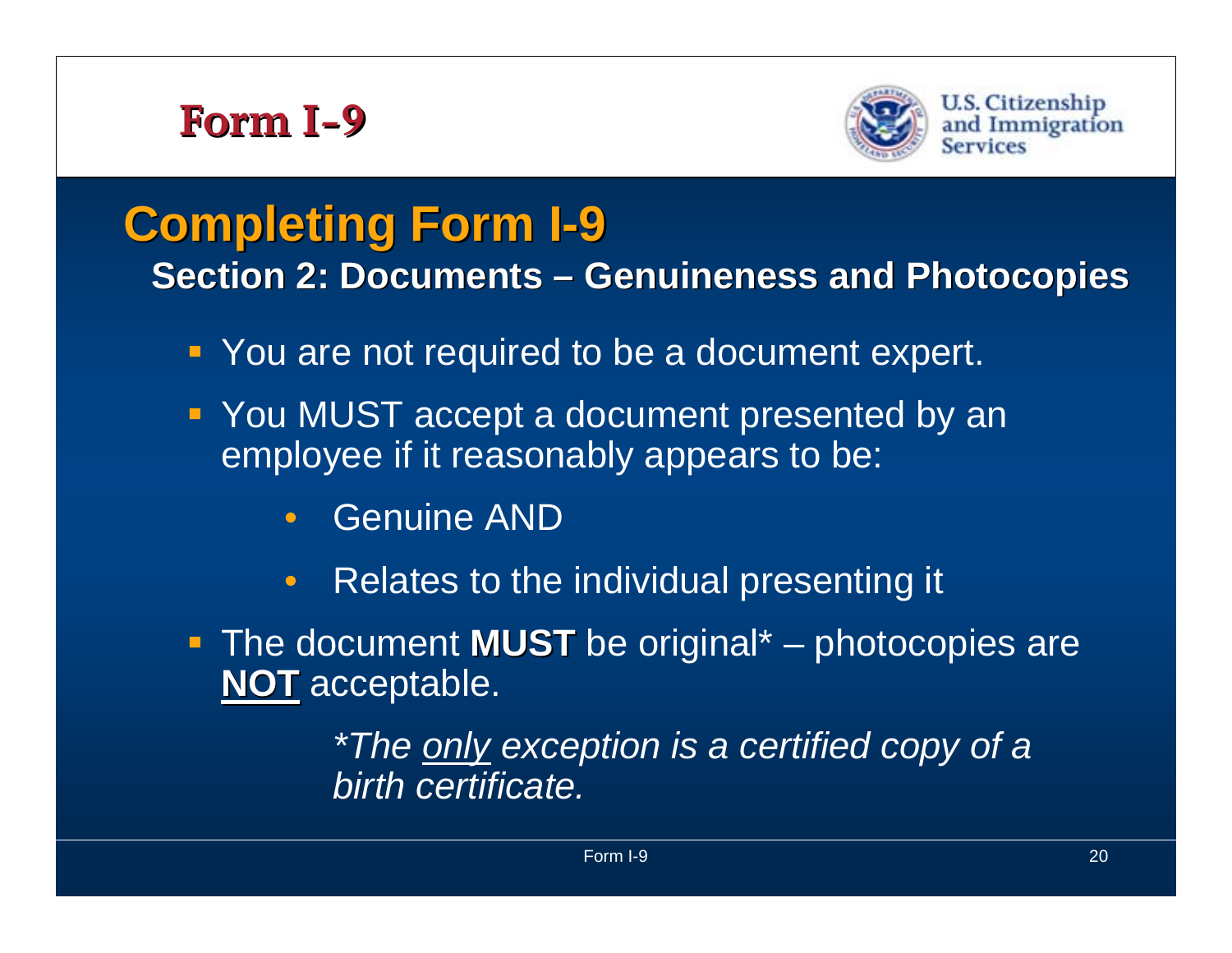# Form I-9

U.S. Citizenship and Immigration Services

## Completing Form I-9

### Section 2: Documents – Genuineness and Photocopies

- You are not required to be a document expert.
- You MUST accept a document presented by an employee if it reasonably appears to be:
  - Genuine AND
  - Relates to the individual presenting it
- The document **MUST** be original* – photocopies are **NOT** acceptable.

  *\*The only exception is a certified copy of a birth certificate.*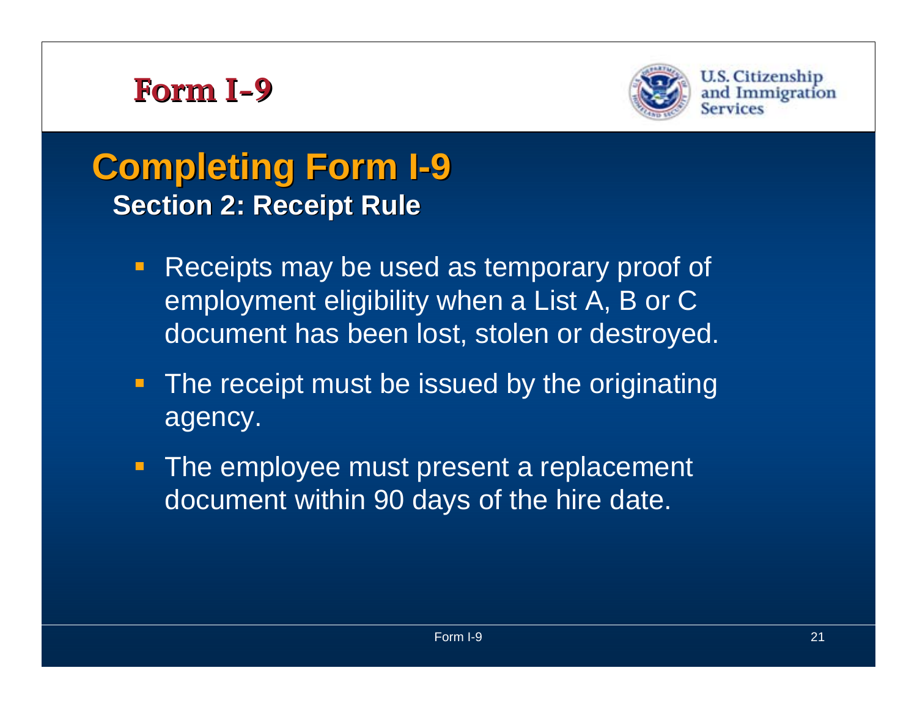# Form I-9

## Completing Form I-9

### Section 2: Receipt Rule

- Receipts may be used as temporary proof of employment eligibility when a List A, B or C document has been lost, stolen or destroyed.
- The receipt must be issued by the originating agency.
- The employee must present a replacement document within 90 days of the hire date.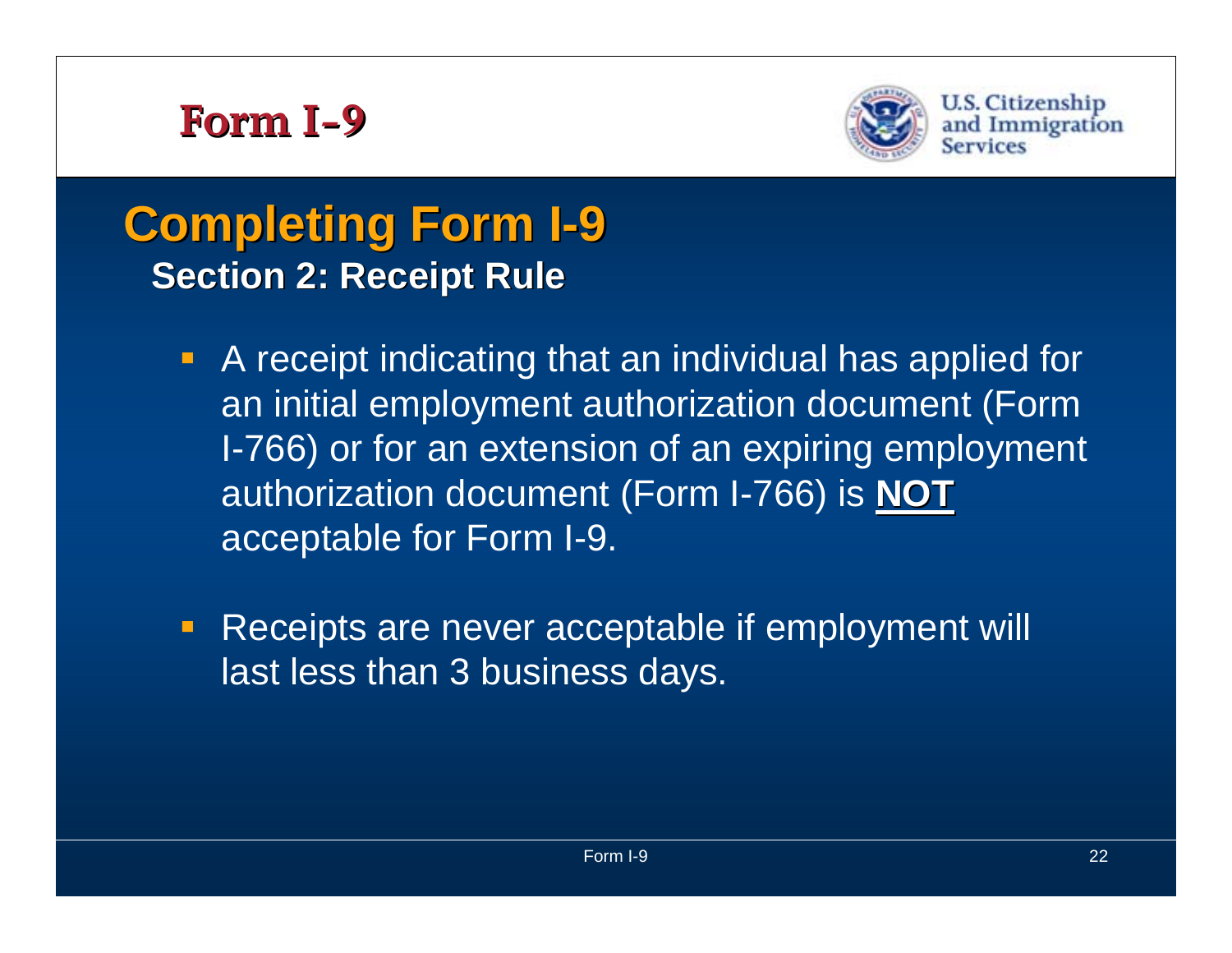# Form I-9

U.S. Citizenship and Immigration Services

## Completing Form I-9

### Section 2: Receipt Rule

- A receipt indicating that an individual has applied for an initial employment authorization document (Form I-766) or for an extension of an expiring employment authorization document (Form I-766) is **NOT** acceptable for Form I-9.
- Receipts are never acceptable if employment will last less than 3 business days.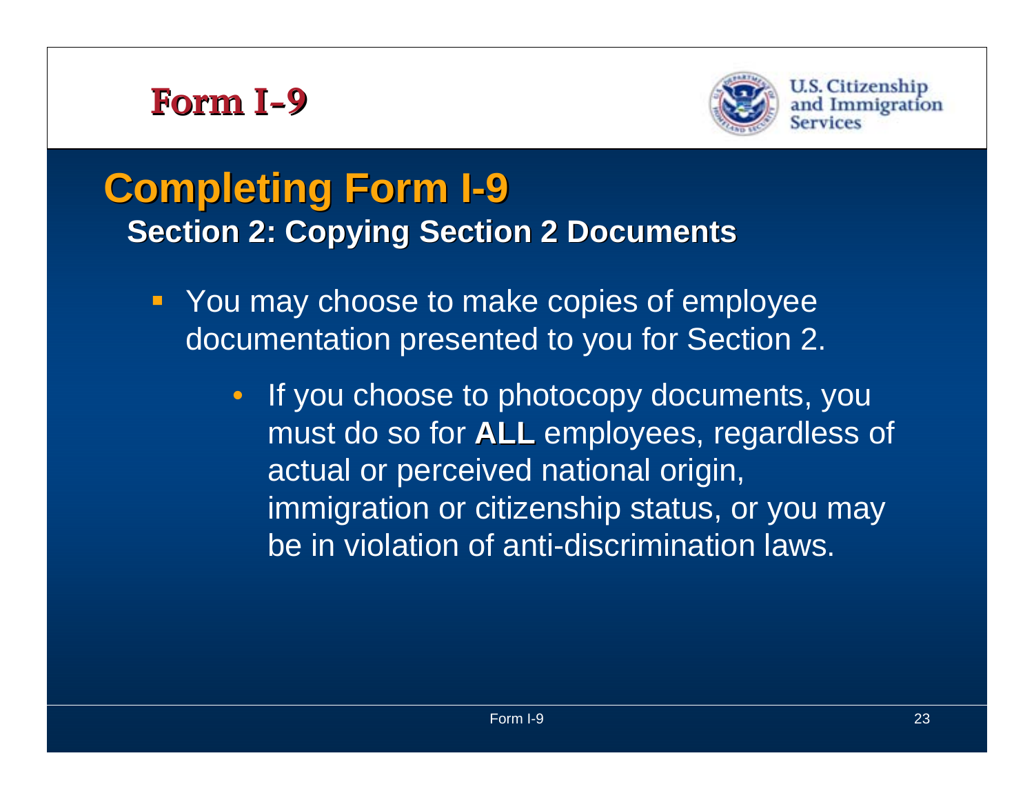# Form I-9

U.S. Citizenship and Immigration Services

## Completing Form I-9

### Section 2: Copying Section 2 Documents

- You may choose to make copies of employee documentation presented to you for Section 2.
  - If you choose to photocopy documents, you must do so for **ALL** employees, regardless of actual or perceived national origin, immigration or citizenship status, or you may be in violation of anti-discrimination laws.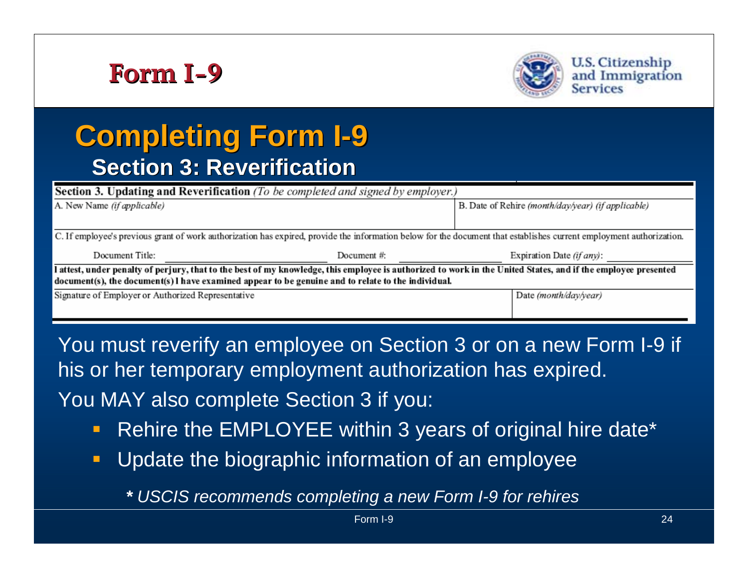# Form I-9

U.S. Citizenship and Immigration Services

## Completing Form I-9

### Section 3: Reverification

**Section 3. Updating and Reverification** *(To be completed and signed by employer.)*

| A. New Name *(if applicable)* | B. Date of Rehire *(month/day/year) (if applicable)* |
|---|---|

C. If employee's previous grant of work authorization has expired, provide the information below for the document that establishes current employment authorization.

| Document Title: | Document #: | Expiration Date *(if any)*: |
|---|---|---|

**I attest, under penalty of perjury, that to the best of my knowledge, this employee is authorized to work in the United States, and if the employee presented document(s), the document(s) I have examined appear to be genuine and to relate to the individual.**

| Signature of Employer or Authorized Representative | Date *(month/day/year)* |
|---|---|

You must reverify an employee on Section 3 or on a new Form I-9 if his or her temporary employment authorization has expired.

You MAY also complete Section 3 if you:

- Rehire the EMPLOYEE within 3 years of original hire date*
- Update the biographic information of an employee

*\* USCIS recommends completing a new Form I-9 for rehires*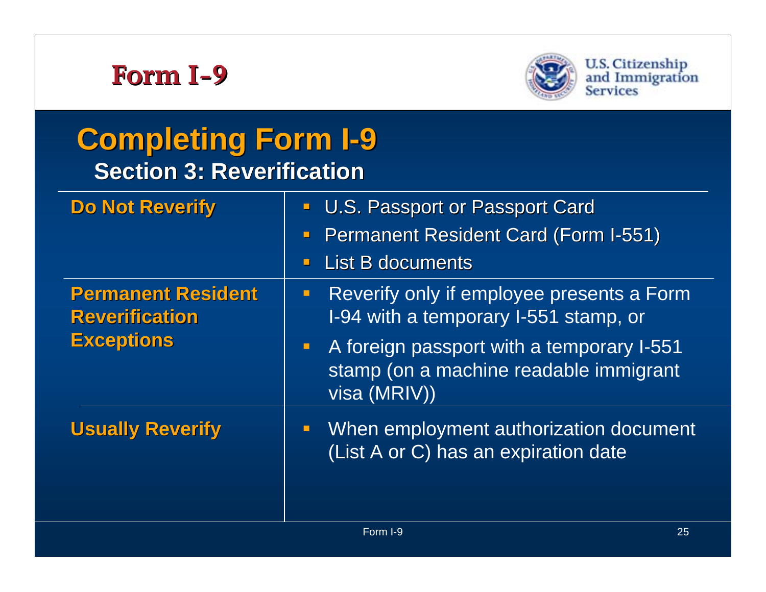# Form I-9

U.S. Citizenship and Immigration Services

## Completing Form I-9

### Section 3: Reverification

| | |
|---|---|
| **Do Not Reverify** | - U.S. Passport or Passport Card<br>- Permanent Resident Card (Form I-551)<br>- List B documents |
| **Permanent Resident Reverification Exceptions** | - Reverify only if employee presents a Form I-94 with a temporary I-551 stamp, or<br>- A foreign passport with a temporary I-551 stamp (on a machine readable immigrant visa (MRIV)) |
| **Usually Reverify** | - When employment authorization document (List A or C) has an expiration date |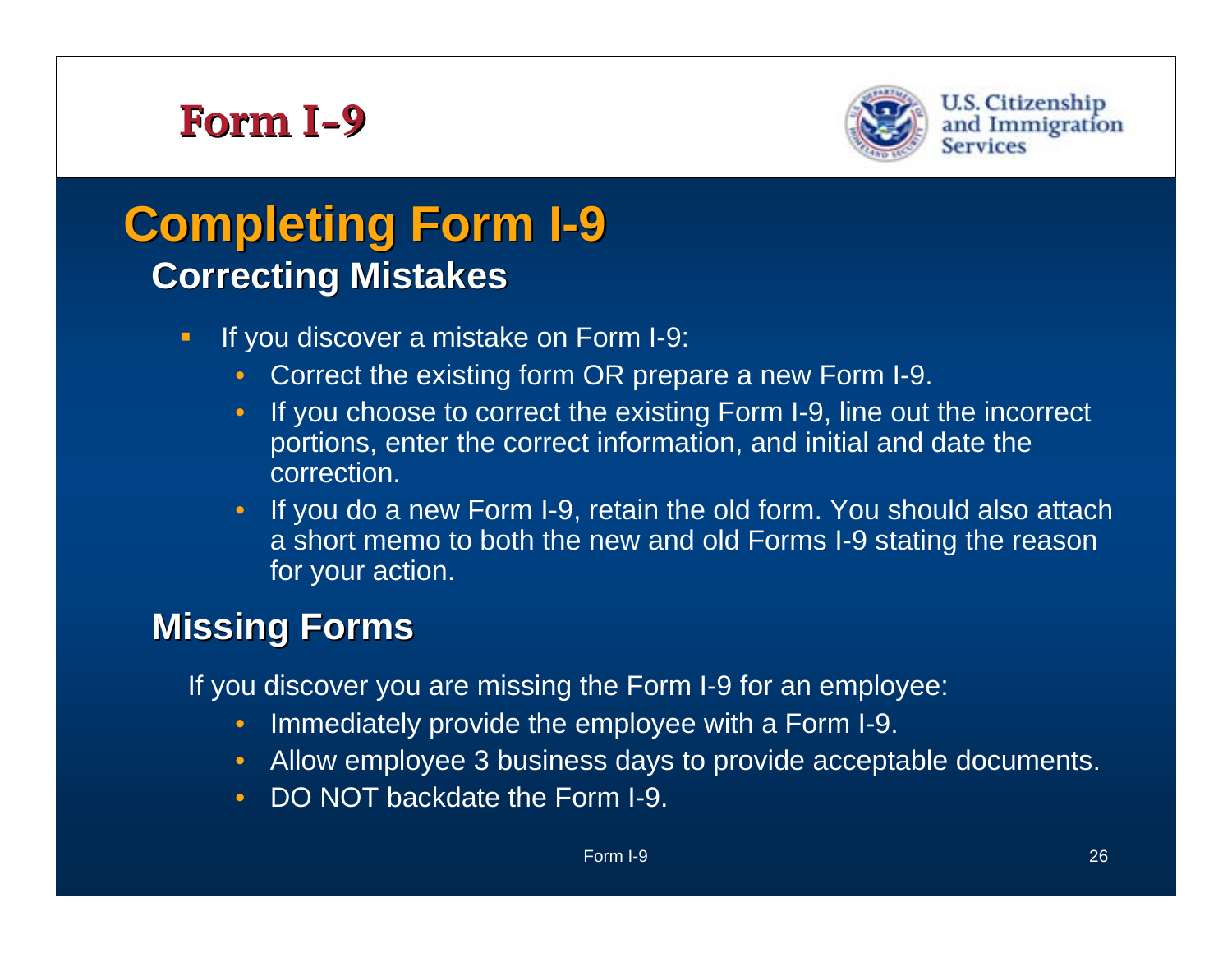# Completing Form I-9

## Correcting Mistakes

- If you discover a mistake on Form I-9:
  - Correct the existing form OR prepare a new Form I-9.
  - If you choose to correct the existing Form I-9, line out the incorrect portions, enter the correct information, and initial and date the correction.
  - If you do a new Form I-9, retain the old form. You should also attach a short memo to both the new and old Forms I-9 stating the reason for your action.

## Missing Forms

If you discover you are missing the Form I-9 for an employee:

- Immediately provide the employee with a Form I-9.
- Allow employee 3 business days to provide acceptable documents.
- DO NOT backdate the Form I-9.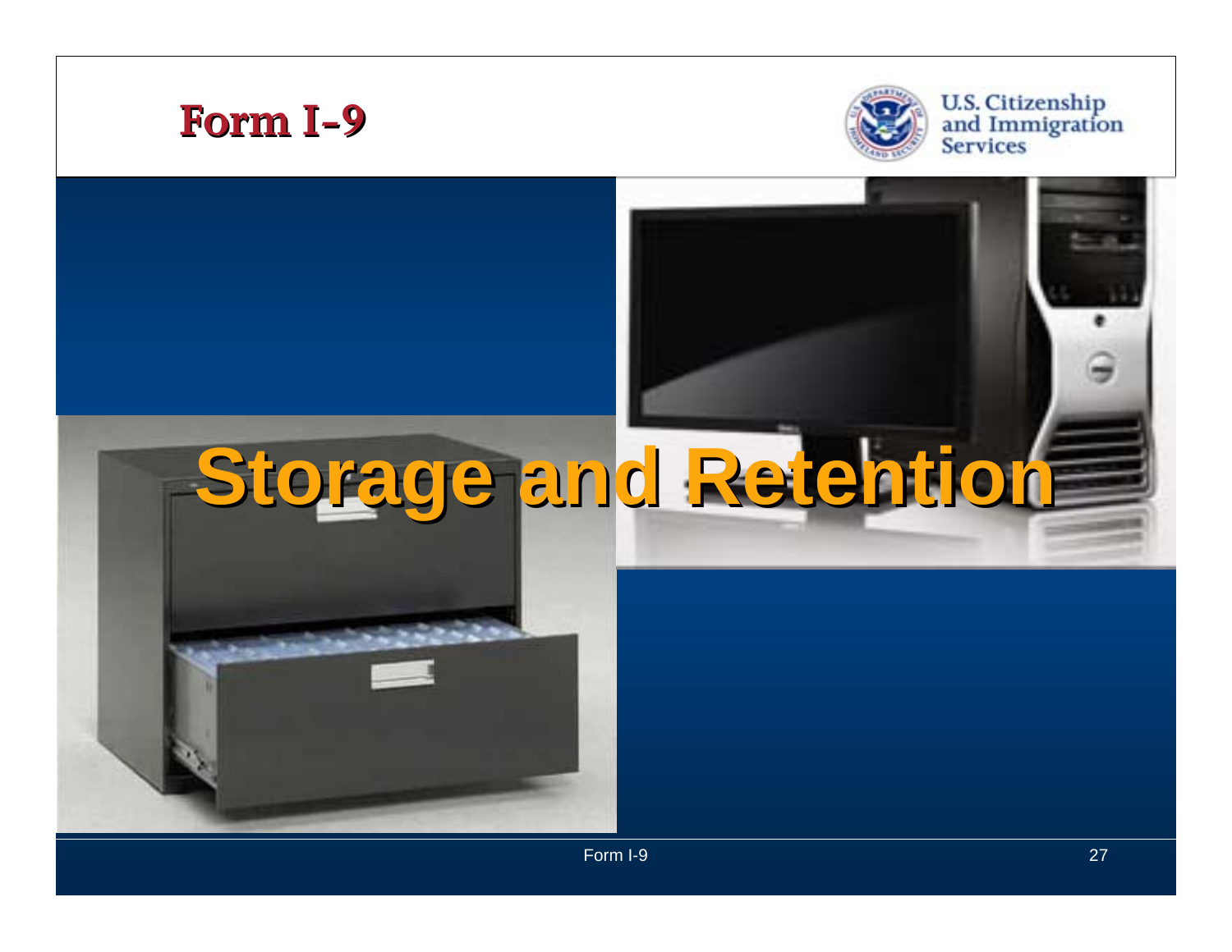# Form I-9

U.S. Citizenship and Immigration Services

# Storage and Retention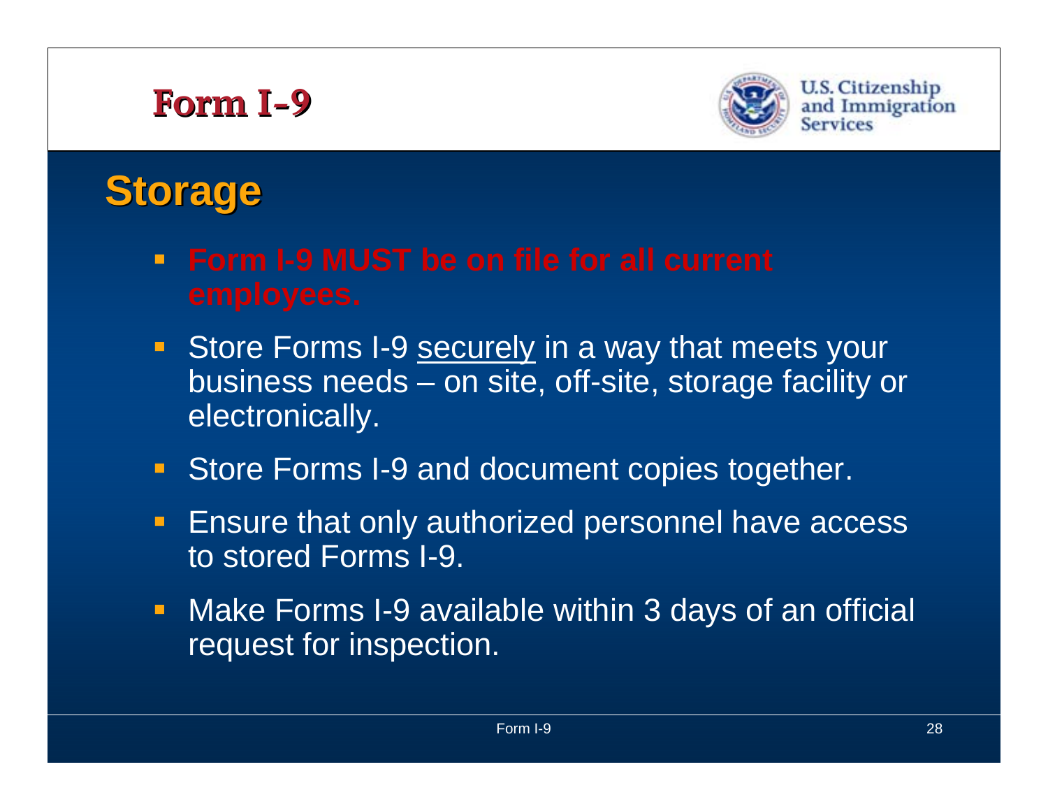# Form I-9

U.S. Citizenship and Immigration Services

## Storage

- **Form I-9 MUST be on file for all current employees.**
- Store Forms I-9 securely in a way that meets your business needs – on site, off-site, storage facility or electronically.
- Store Forms I-9 and document copies together.
- Ensure that only authorized personnel have access to stored Forms I-9.
- Make Forms I-9 available within 3 days of an official request for inspection.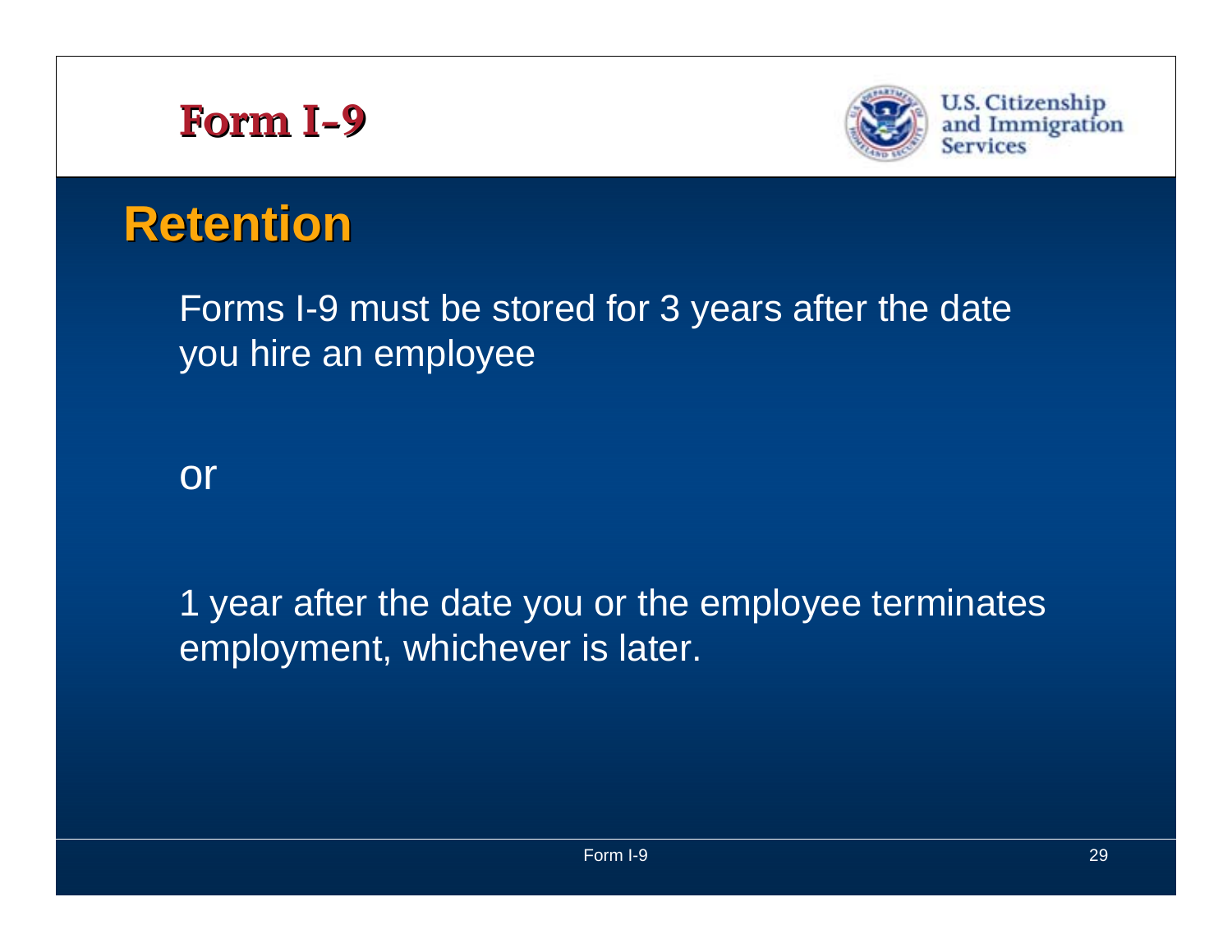# Form I-9

U.S. Citizenship and Immigration Services

## Retention

Forms I-9 must be stored for 3 years after the date you hire an employee

or

1 year after the date you or the employee terminates employment, whichever is later.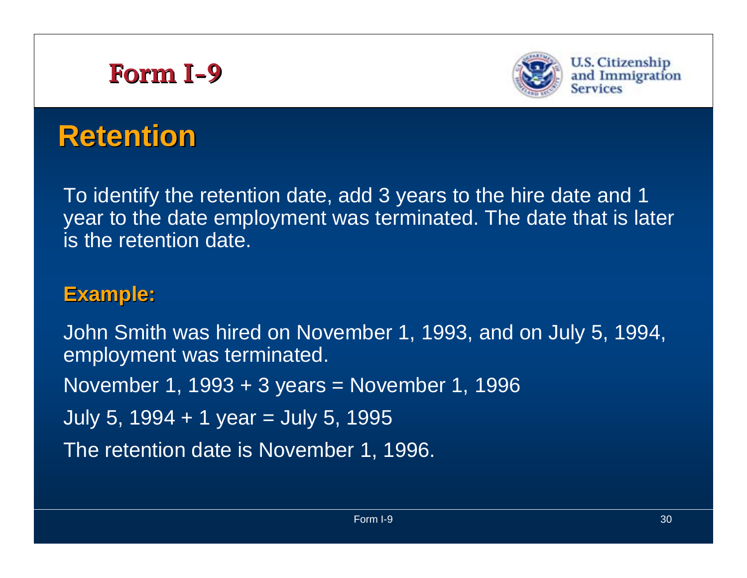# Form I-9

U.S. Citizenship and Immigration Services

## Retention

To identify the retention date, add 3 years to the hire date and 1 year to the date employment was terminated. The date that is later is the retention date.

**Example:**

John Smith was hired on November 1, 1993, and on July 5, 1994, employment was terminated.

November 1, 1993 + 3 years = November 1, 1996

July 5, 1994 + 1 year = July 5, 1995

The retention date is November 1, 1996.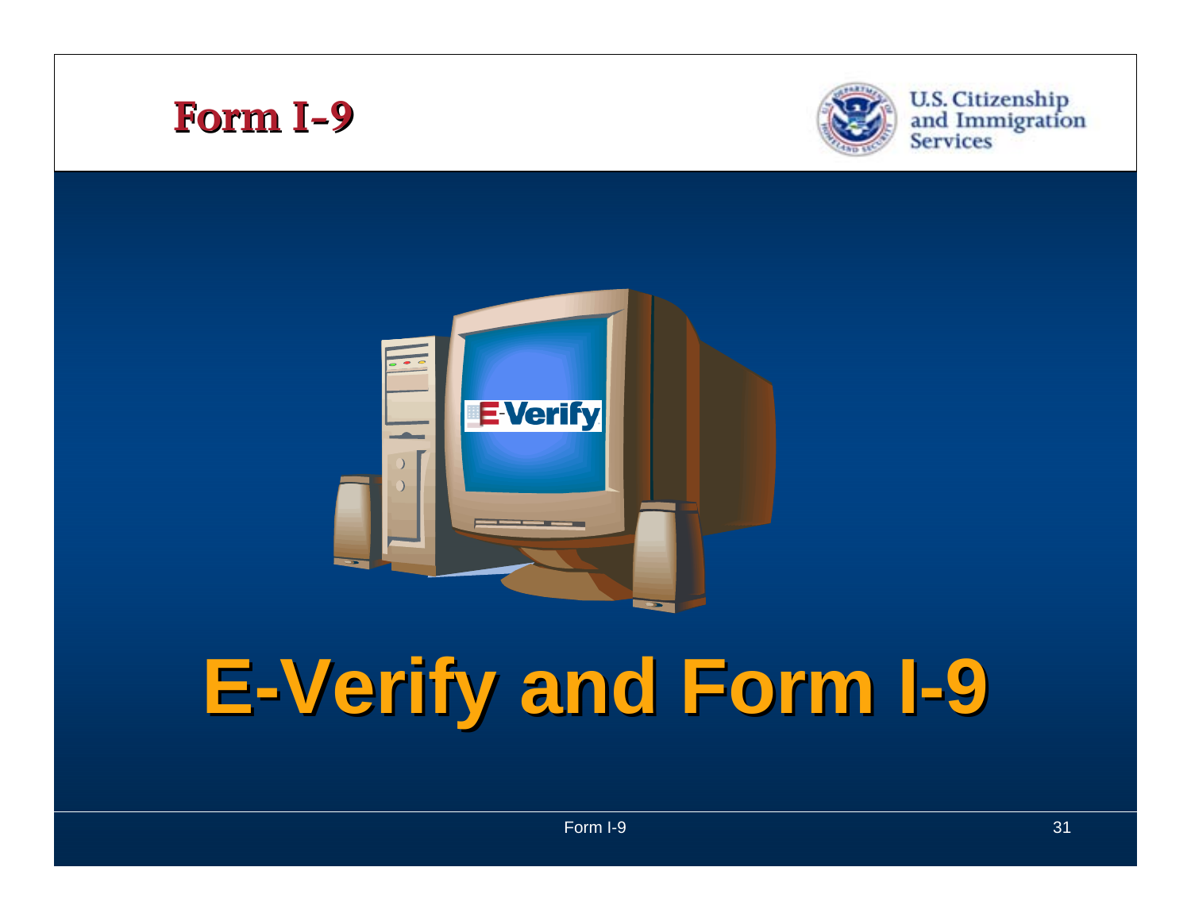# E-Verify and Form I-9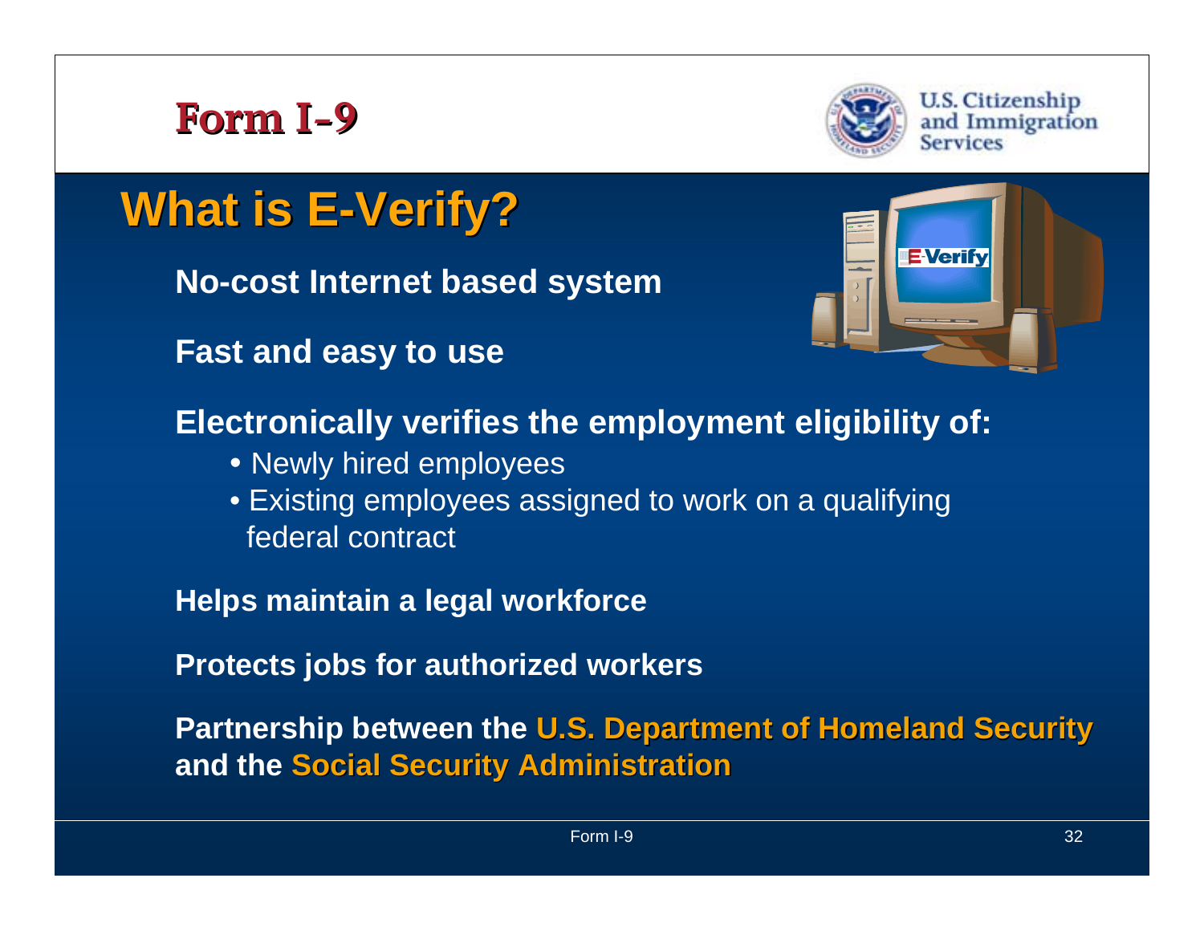# What is E-Verify?

**No-cost Internet based system**

**Fast and easy to use**

**Electronically verifies the employment eligibility of:**

- Newly hired employees
- Existing employees assigned to work on a qualifying federal contract

**Helps maintain a legal workforce**

**Protects jobs for authorized workers**

**Partnership between the U.S. Department of Homeland Security and the Social Security Administration**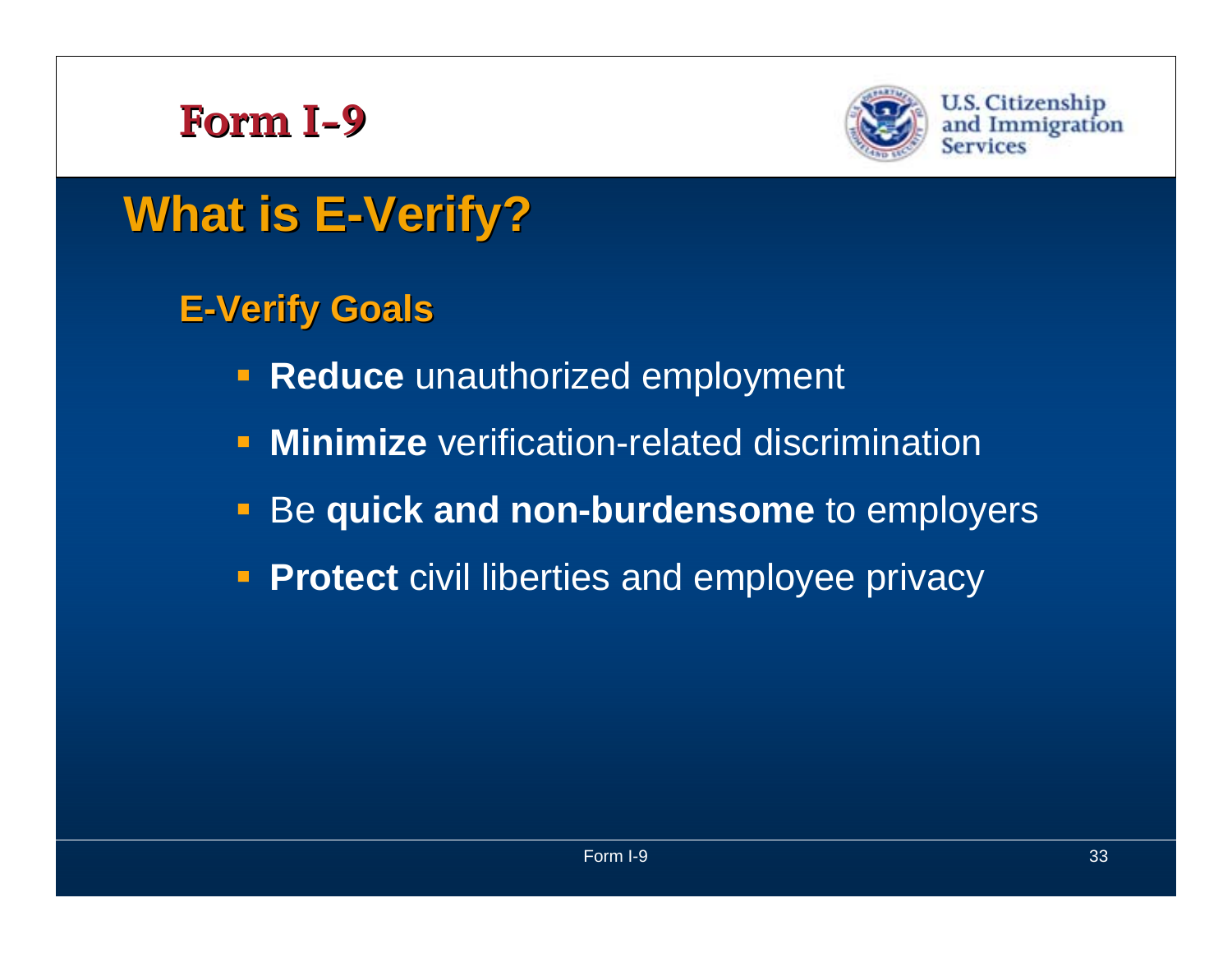# What is E-Verify?

## E-Verify Goals

- **Reduce** unauthorized employment
- **Minimize** verification-related discrimination
- Be **quick and non-burdensome** to employers
- **Protect** civil liberties and employee privacy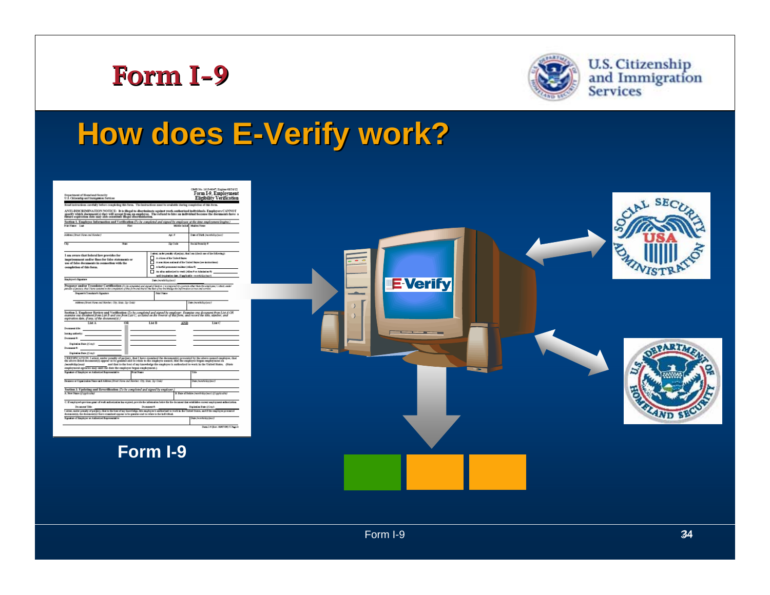# Form I-9

U.S. Citizenship and Immigration Services

## How does E-Verify work?

Form I-9

E-Verify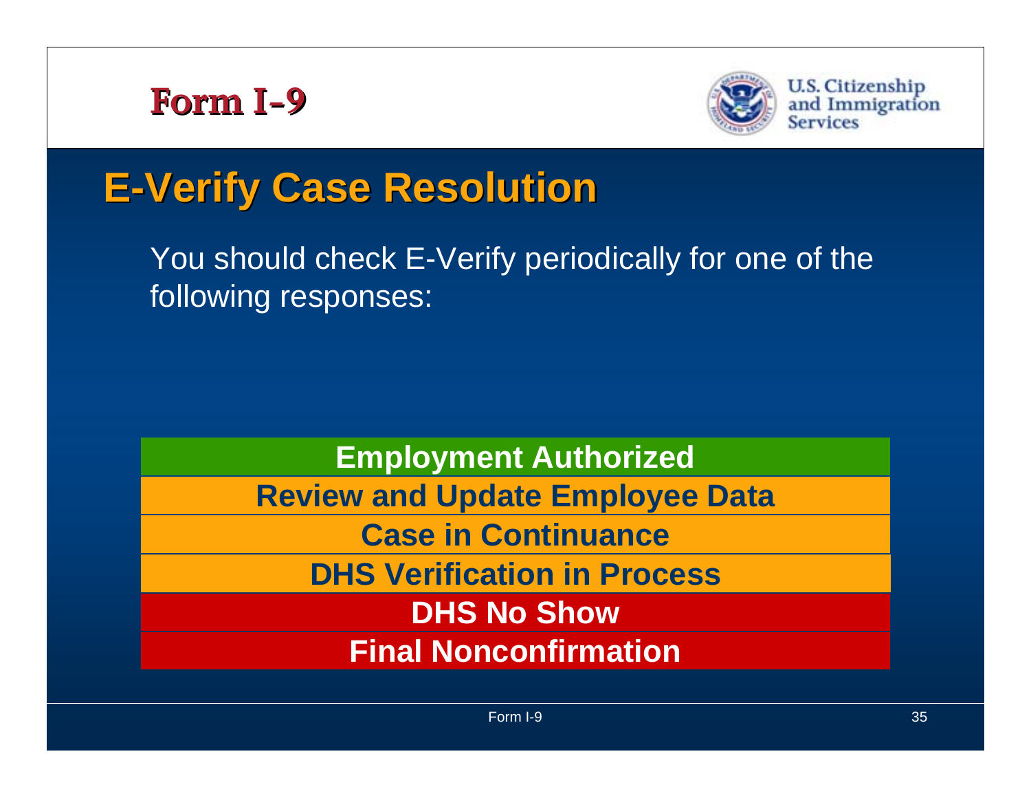# Form I-9

U.S. Citizenship and Immigration Services

## E-Verify Case Resolution

You should check E-Verify periodically for one of the following responses:

- **Employment Authorized**
- **Review and Update Employee Data**
- **Case in Continuance**
- **DHS Verification in Process**
- **DHS No Show**
- **Final Nonconfirmation**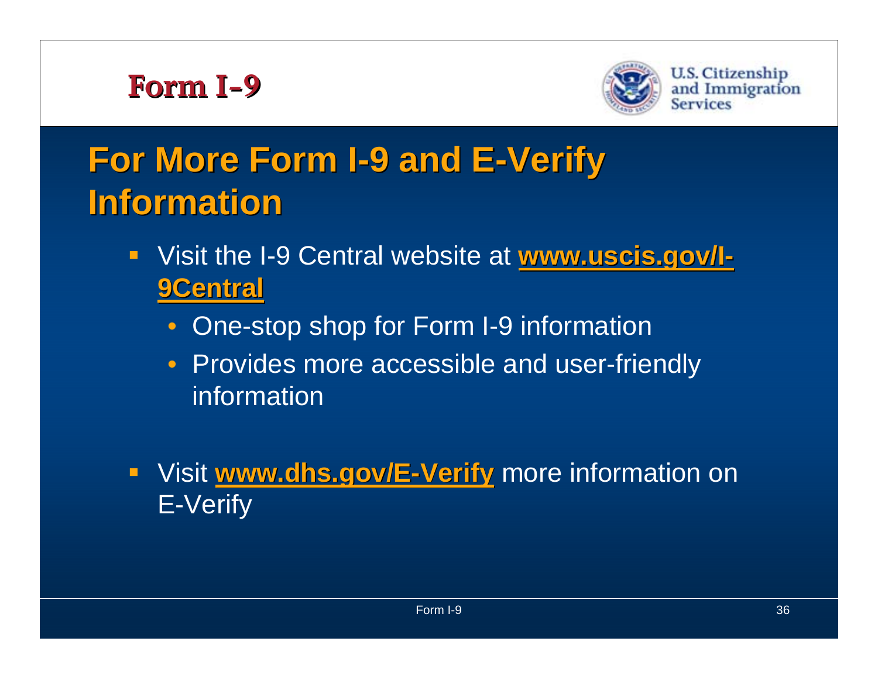## Form I-9

U.S. Citizenship and Immigration Services

# For More Form I-9 and E-Verify Information

- Visit the I-9 Central website at **www.uscis.gov/I-9Central**
  - One-stop shop for Form I-9 information
  - Provides more accessible and user-friendly information
- Visit **www.dhs.gov/E-Verify** more information on E-Verify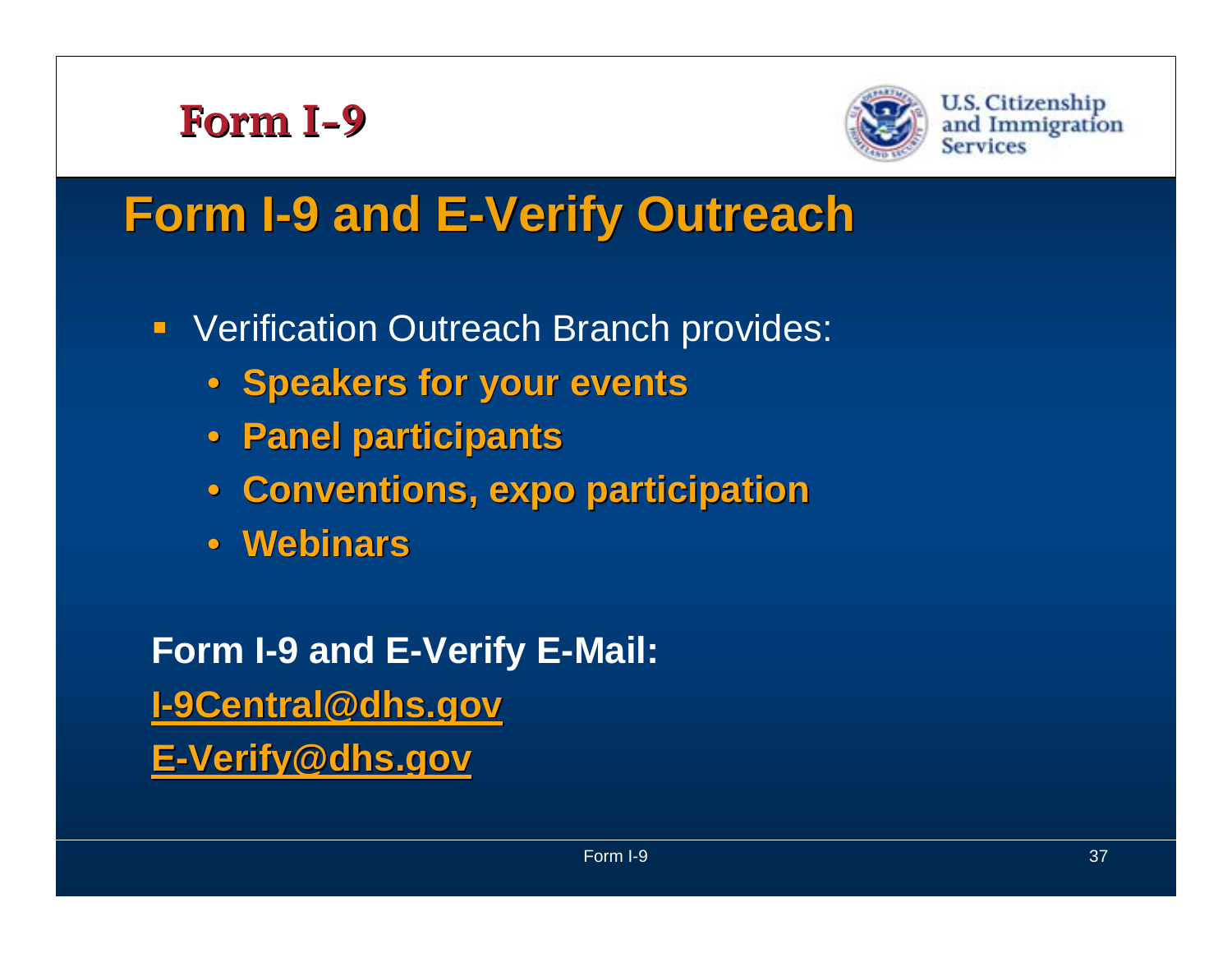# Form I-9 and E-Verify Outreach

- Verification Outreach Branch provides:
  - **Speakers for your events**
  - **Panel participants**
  - **Conventions, expo participation**
  - **Webinars**

**Form I-9 and E-Verify E-Mail:**

**I-9Central@dhs.gov**

**E-Verify@dhs.gov**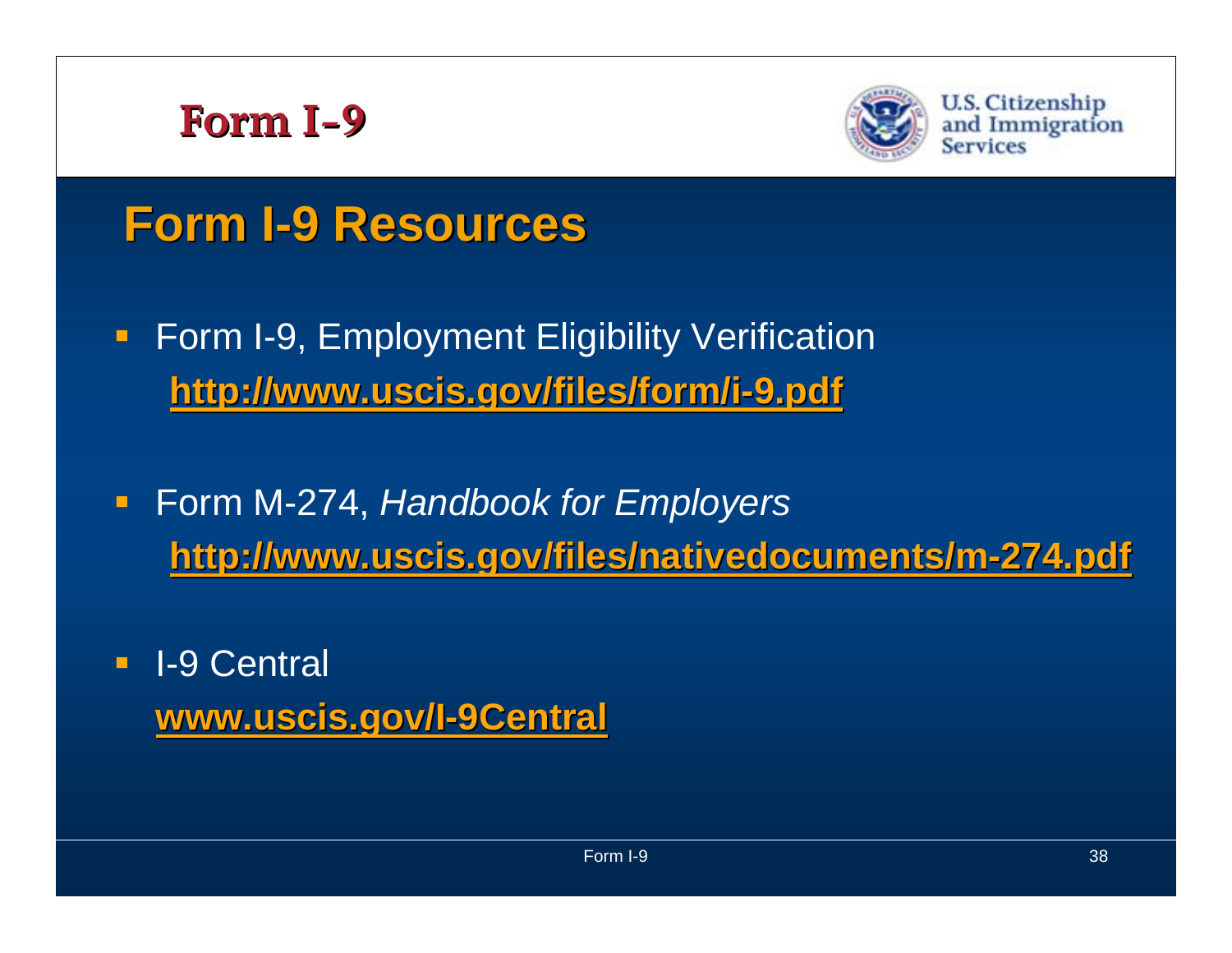# Form I-9

## Form I-9 Resources

- Form I-9, Employment Eligibility Verification
  **http://www.uscis.gov/files/form/i-9.pdf**
- Form M-274, *Handbook for Employers*
  **http://www.uscis.gov/files/nativedocuments/m-274.pdf**
- I-9 Central
  **www.uscis.gov/I-9Central**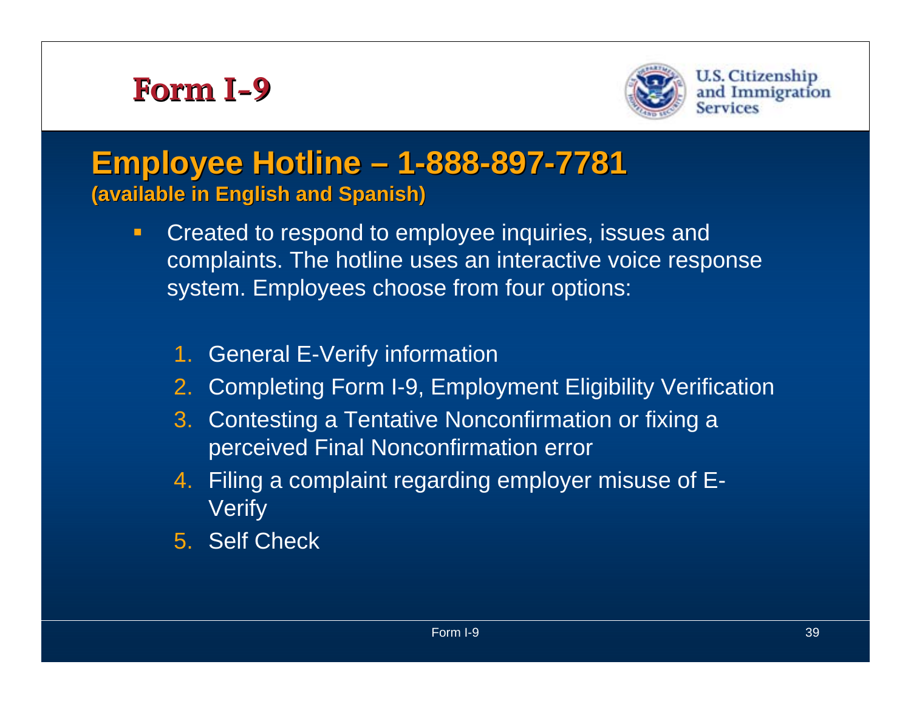# Form I-9

U.S. Citizenship and Immigration Services

## Employee Hotline – 1-888-897-7781

**(available in English and Spanish)**

- Created to respond to employee inquiries, issues and complaints. The hotline uses an interactive voice response system. Employees choose from four options:

  1. General E-Verify information
  2. Completing Form I-9, Employment Eligibility Verification
  3. Contesting a Tentative Nonconfirmation or fixing a perceived Final Nonconfirmation error
  4. Filing a complaint regarding employer misuse of E-Verify
  5. Self Check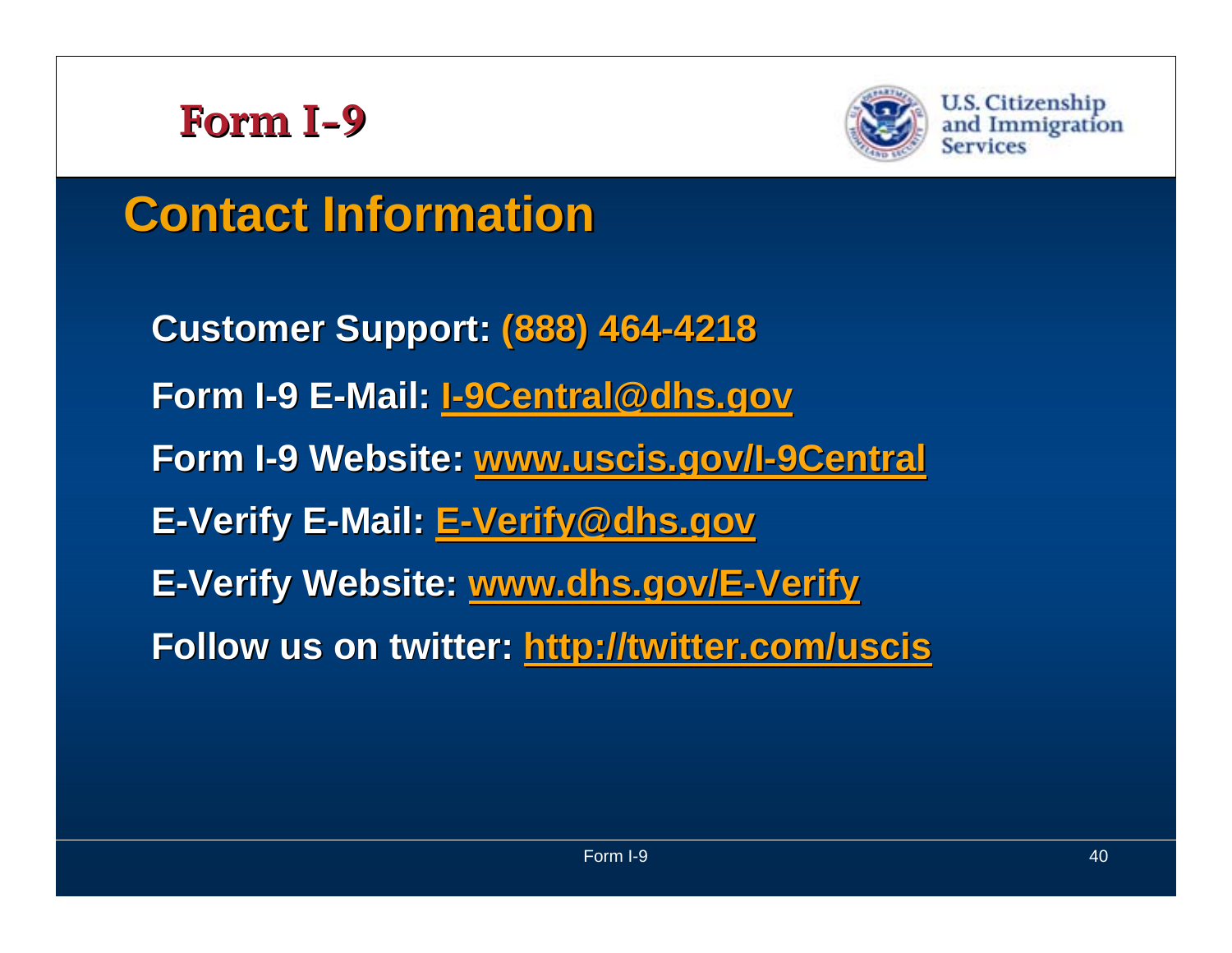# Form I-9

## Contact Information

**Customer Support:** **(888) 464-4218**

**Form I-9 E-Mail:** **I-9Central@dhs.gov**

**Form I-9 Website:** **www.uscis.gov/I-9Central**

**E-Verify E-Mail:** **E-Verify@dhs.gov**

**E-Verify Website:** **www.dhs.gov/E-Verify**

**Follow us on twitter:** **http://twitter.com/uscis**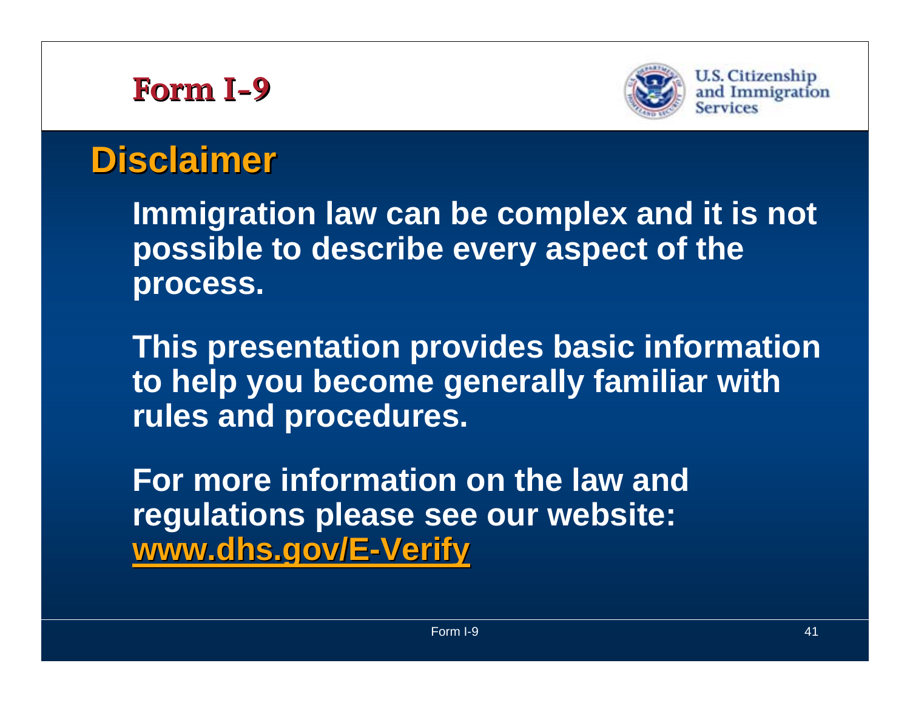# Form I-9

U.S. Citizenship and Immigration Services

## Disclaimer

Immigration law can be complex and it is not possible to describe every aspect of the process.

This presentation provides basic information to help you become generally familiar with rules and procedures.

For more information on the law and regulations please see our website: www.dhs.gov/E-Verify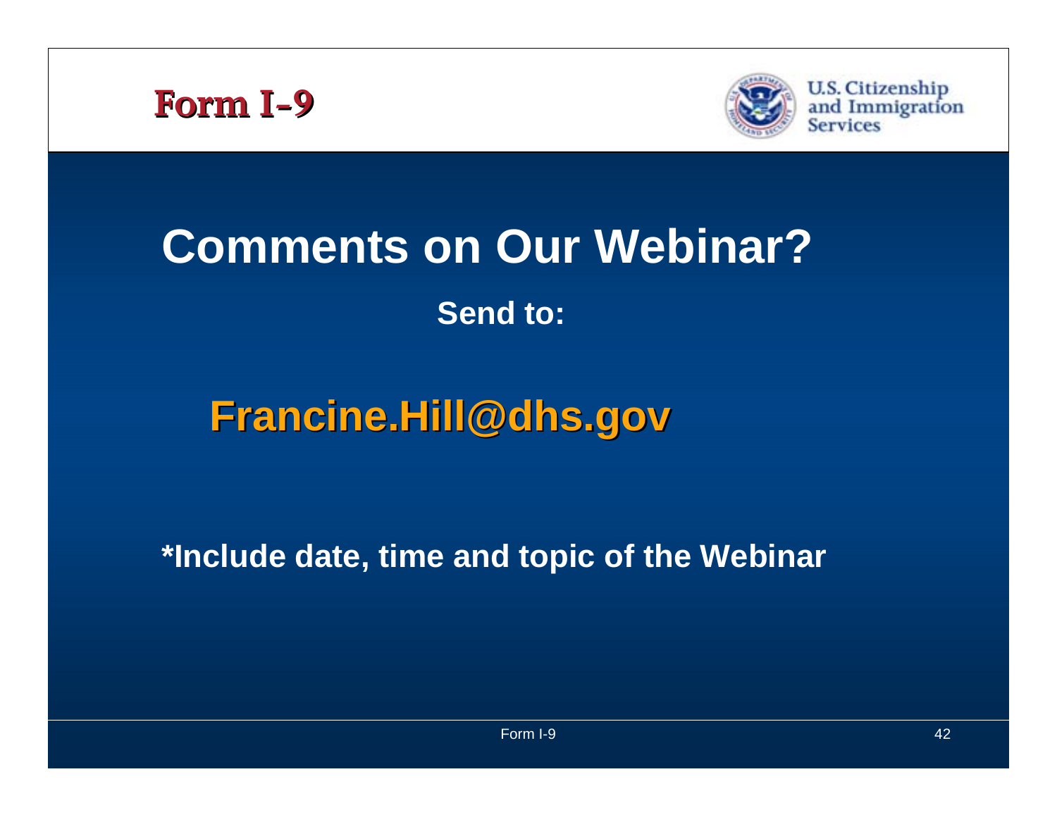# Comments on Our Webinar?

**Send to:**

## Francine.Hill@dhs.gov

**\*Include date, time and topic of the Webinar**

# Comments on Our Webinar?

**Send to:**

## Francine.Hill@dhs.gov

***Include date, time and topic of the Webinar**